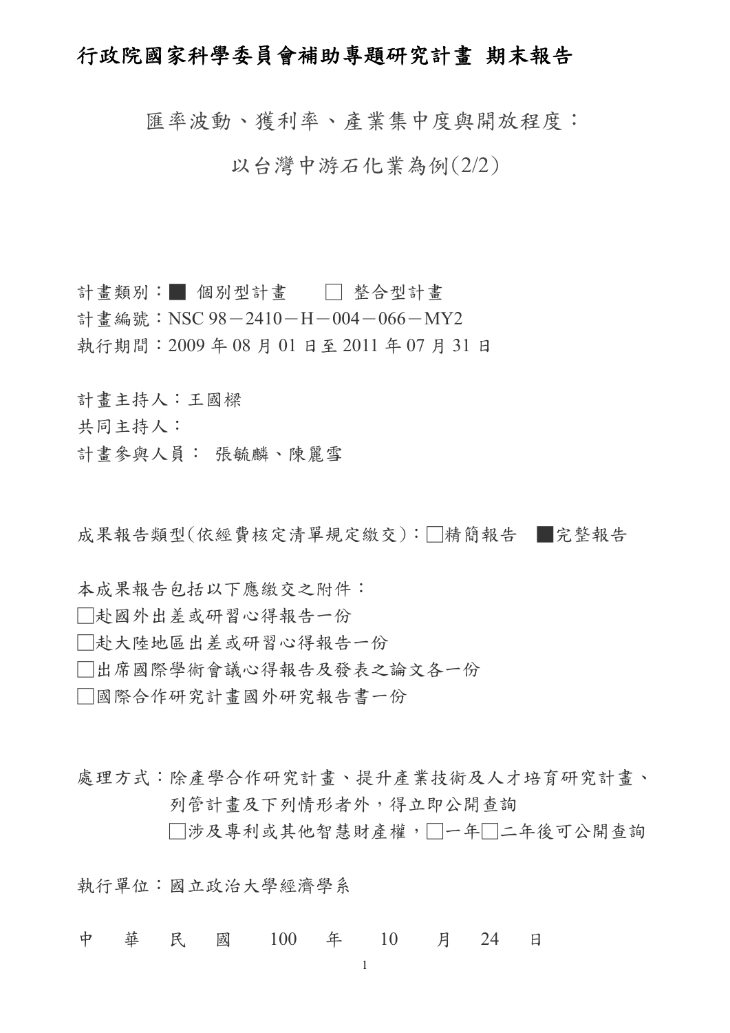# 行政院國家科學委員會補助專題研究計畫 期末報告

## 匯率波動、獲利率、產業集中度與開放程度：

## 以台灣中游石化業為例(2/2)

計畫類別：■ 個別型計畫　　□ 整合型計畫

計畫編號：NSC 98－2410－H－004－066－MY2

執行期間：2009 年 08 月 01 日至 2011 年 07 月 31 日

計畫主持人：王國樑

共同主持人：

計畫參與人員： 張毓麟、陳麗雪

成果報告類型(依經費核定清單規定繳交)：□精簡報告　■完整報告

本成果報告包括以下應繳交之附件：

□赴國外出差或研習心得報告一份

□赴大陸地區出差或研習心得報告一份

□出席國際學術會議心得報告及發表之論文各一份

□國際合作研究計畫國外研究報告書一份

處理方式：除產學合作研究計畫、提升產業技術及人才培育研究計畫、列管計畫及下列情形者外，得立即公開查詢

□涉及專利或其他智慧財產權，□一年□二年後可公開查詢

執行單位：國立政治大學經濟學系

中　華　民　國　100　年　10　月　24　日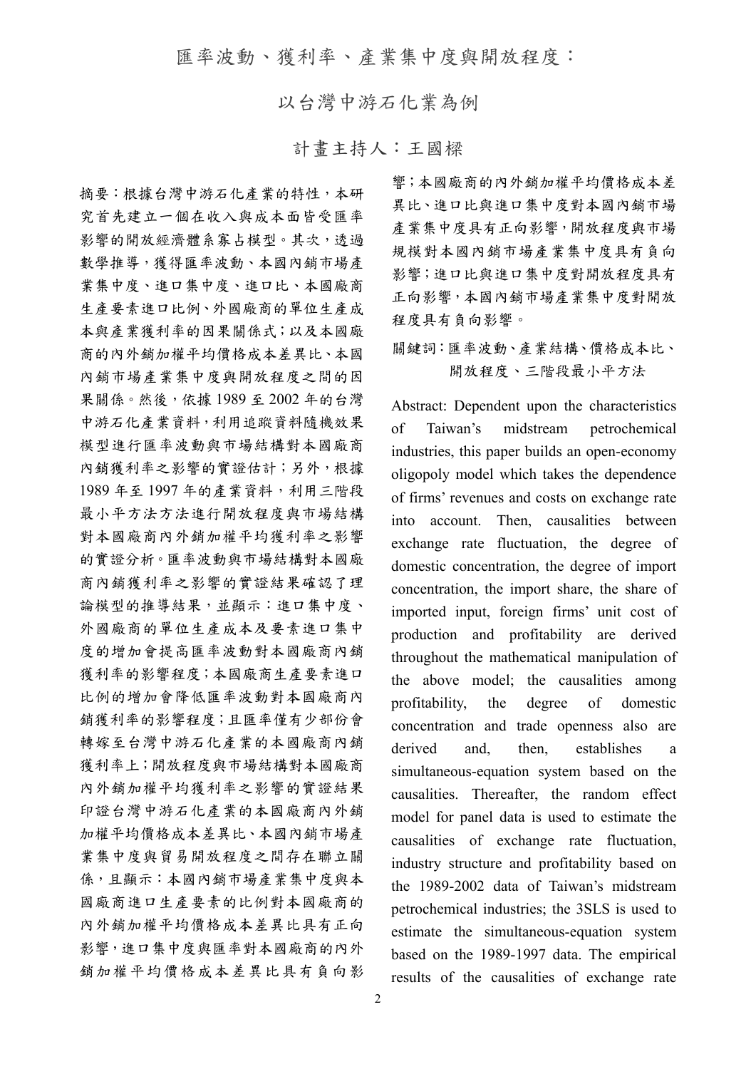# 匯率波動、獲利率、產業集中度與開放程度：

## 以台灣中游石化業為例

### 計畫主持人：王國樑

摘要：根據台灣中游石化產業的特性，本研究首先建立一個在收入與成本面皆受匯率影響的開放經濟體系寡占模型。其次，透過數學推導，獲得匯率波動、本國內銷市場產業集中度、進口集中度、進口比、本國廠商生產要素進口比例、外國廠商的單位生產成本與產業獲利率的因果關係式；以及本國廠商的內外銷加權平均價格成本差異比、本國內銷市場產業集中度與開放程度之間的因果關係。然後，依據 1989 至 2002 年的台灣中游石化產業資料，利用追蹤資料隨機效果模型進行匯率波動與市場結構對本國廠商內銷獲利率之影響的實證估計；另外，根據 1989 年至 1997 年的產業資料，利用三階段最小平方法方法進行開放程度與市場結構對本國廠商內外銷加權平均獲利率之影響的實證分析。匯率波動與市場結構對本國廠商內銷獲利率之影響的實證結果確認了理論模型的推導結果，並顯示：進口集中度、外國廠商的單位生產成本及要素進口集中度的增加會提高匯率波動對本國廠商內銷獲利率的影響程度；本國廠商生產要素進口比例的增加會降低匯率波動對本國廠商內銷獲利率的影響程度；且匯率僅有少部份會轉嫁至台灣中游石化產業的本國廠商內銷獲利率上；開放程度與市場結構對本國廠商內外銷加權平均獲利率之影響的實證結果印證台灣中游石化產業的本國廠商內外銷加權平均價格成本差異比、本國內銷市場產業集中度與貿易開放程度之間存在聯立關係，且顯示：本國內銷市場產業集中度與本國廠商進口生產要素的比例對本國廠商的內外銷加權平均價格成本差異比具有正向影響，進口集中度與匯率對本國廠商的內外銷加權平均價格成本差異比具有負向影響；本國廠商的內外銷加權平均價格成本差異比、進口比與進口集中度對本國內銷市場產業集中度具有正向影響，開放程度與市場規模對本國內銷市場產業集中度具有負向影響；進口比與進口集中度對開放程度具有正向影響，本國內銷市場產業集中度對開放程度具有負向影響。

關鍵詞：匯率波動、產業結構、價格成本比、開放程度、三階段最小平方法

Abstract: Dependent upon the characteristics of Taiwan's midstream petrochemical industries, this paper builds an open-economy oligopoly model which takes the dependence of firms' revenues and costs on exchange rate into account. Then, causalities between exchange rate fluctuation, the degree of domestic concentration, the degree of import concentration, the import share, the share of imported input, foreign firms' unit cost of production and profitability are derived throughout the mathematical manipulation of the above model; the causalities among profitability, the degree of domestic concentration and trade openness also are derived and, then, establishes a simultaneous-equation system based on the causalities. Thereafter, the random effect model for panel data is used to estimate the causalities of exchange rate fluctuation, industry structure and profitability based on the 1989-2002 data of Taiwan's midstream petrochemical industries; the 3SLS is used to estimate the simultaneous-equation system based on the 1989-1997 data. The empirical results of the causalities of exchange rate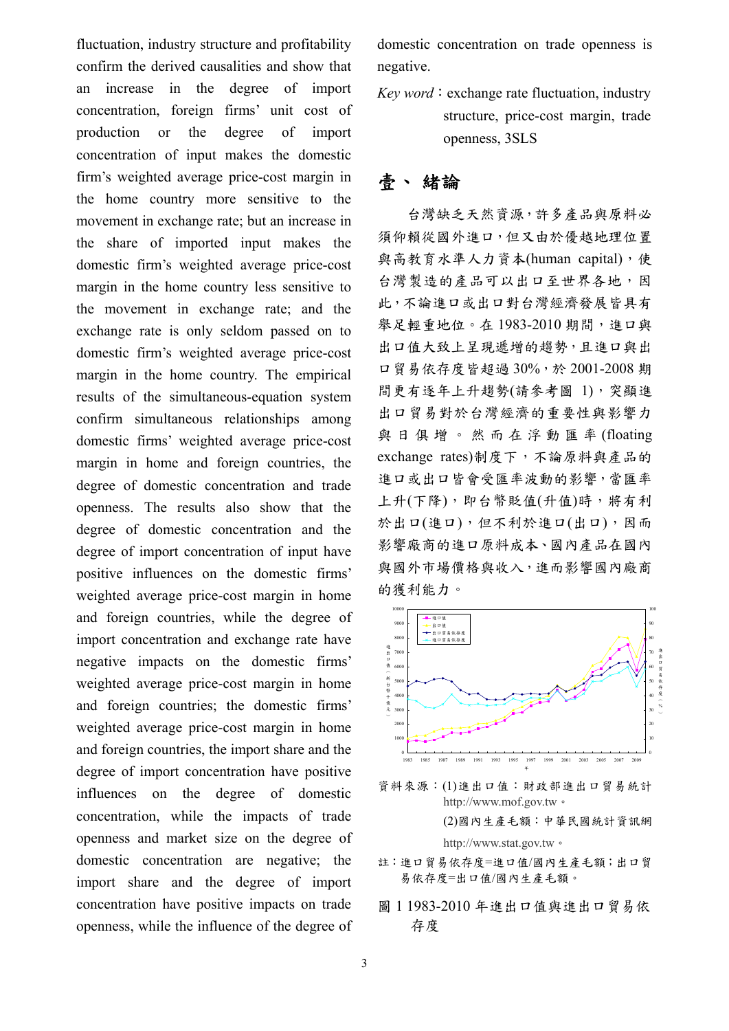fluctuation, industry structure and profitability confirm the derived causalities and show that an increase in the degree of import concentration, foreign firms' unit cost of production or the degree of import concentration of input makes the domestic firm's weighted average price-cost margin in the home country more sensitive to the movement in exchange rate; but an increase in the share of imported input makes the domestic firm's weighted average price-cost margin in the home country less sensitive to the movement in exchange rate; and the exchange rate is only seldom passed on to domestic firm's weighted average price-cost margin in the home country. The empirical results of the simultaneous-equation system confirm simultaneous relationships among domestic firms' weighted average price-cost margin in home and foreign countries, the degree of domestic concentration and trade openness. The results also show that the degree of domestic concentration and the degree of import concentration of input have positive influences on the domestic firms' weighted average price-cost margin in home and foreign countries, while the degree of import concentration and exchange rate have negative impacts on the domestic firms' weighted average price-cost margin in home and foreign countries; the domestic firms' weighted average price-cost margin in home and foreign countries, the import share and the degree of import concentration have positive influences on the degree of domestic concentration, while the impacts of trade openness and market size on the degree of domestic concentration are negative; the import share and the degree of import concentration have positive impacts on trade openness, while the influence of the degree of domestic concentration on trade openness is negative.

*Key word*：exchange rate fluctuation, industry structure, price-cost margin, trade openness, 3SLS

# 壹、緒論

台灣缺乏天然資源，許多產品與原料必須仰賴從國外進口，但又由於優越地理位置與高教育水準人力資本(human capital)，使台灣製造的產品可以出口至世界各地，因此，不論進口或出口對台灣經濟發展皆具有舉足輕重地位。在 1983-2010 期間，進口與出口值大致上呈現遞增的趨勢，且進口與出口貿易依存度皆超過 30%，於 2001-2008 期間更有逐年上升趨勢(請參考圖 1)，突顯進出口貿易對於台灣經濟的重要性與影響力與日俱增。然而在浮動匯率(floating exchange rates)制度下，不論原料與產品的進口或出口皆會受匯率波動的影響，當匯率上升(下降)，即台幣貶值(升值)時，將有利於出口(進口)，但不利於進口(出口)，因而影響廠商的進口原料成本、國內產品在國內與國外市場價格與收入，進而影響國內廠商的獲利能力。

資料來源：(1)進出口值：財政部進出口貿易統計 http://www.mof.gov.tw。
(2)國內生產毛額：中華民國統計資訊網 http://www.stat.gov.tw。

註：進口貿易依存度=進口值/國內生產毛額；出口貿易依存度=出口值/國內生產毛額。

圖 1 1983-2010 年進出口值與進出口貿易依存度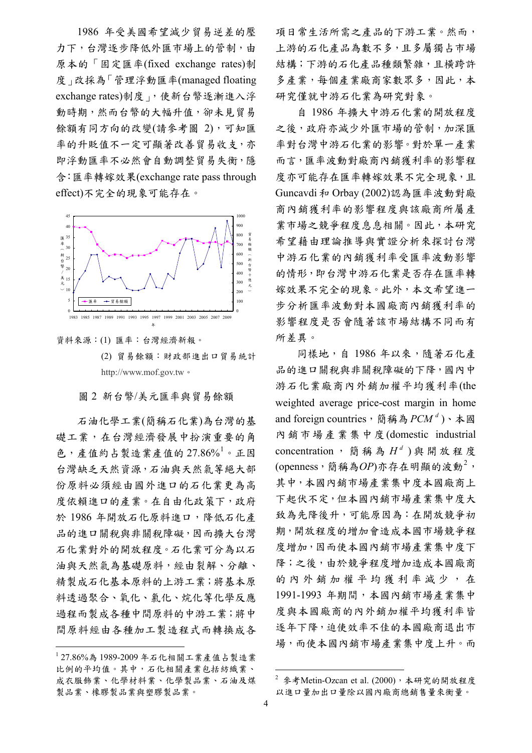1986 年受美國希望減少貿易逆差的壓力下，台灣逐步降低外匯市場上的管制，由原本的「固定匯率(fixed exchange rates)制度」改採為「管理浮動匯率(managed floating exchange rates)制度」，使新台幣逐漸進入浮動時期，然而台幣的大幅升值，卻未見貿易餘額有同方向的改變(請參考圖 2)，可知匯率的升貶值不一定可顯著改善貿易收支，亦即浮動匯率不必然會自動調整貿易失衡，隱含：匯率轉嫁效果(exchange rate pass through effect)不完全的現象可能存在。

資料來源：(1) 匯率：台灣經濟新報。

(2) 貿易餘額：財政部進出口貿易統計 http://www.mof.gov.tw。

圖 2 新台幣/美元匯率與貿易餘額

石油化學工業(簡稱石化業)為台灣的基礎工業，在台灣經濟發展中扮演重要的角色，產值約占製造業產值的 27.86%[1]。正因台灣缺乏天然資源，石油與天然氣等絕大部份原料必須經由國外進口的石化業更為高度依賴進口的產業。在自由化政策下，政府於 1986 年開放石化原料進口，降低石化產品的進口關稅與非關稅障礙，因而擴大台灣石化業對外的開放程度。石化業可分為以石油與天然氣為基礎原料，經由裂解、分離、精製成石化基本原料的上游工業；將基本原料透過聚合、氧化、氯化、烷化等化學反應過程而製成各種中間原料的中游工業；將中間原料經由各種加工製造程式而轉換成各項日常生活所需之產品的下游工業。然而，上游的石化產品為數不多，且多屬獨占市場結構；下游的石化產品種類繁雜，且橫跨許多產業，每個產業廠商家數眾多，因此，本研究僅就中游石化業為研究對象。

自 1986 年擴大中游石化業的開放程度之後，政府亦減少外匯市場的管制，加深匯率對台灣中游石化業的影響。對於單一產業而言，匯率波動對廠商內銷獲利率的影響程度亦可能存在匯率轉嫁效果不完全現象，且 Guncavdi 和 Orbay (2002)認為匯率波動對廠商內銷獲利率的影響程度與該廠商所屬產業市場之競爭程度息息相關。因此，本研究希望藉由理論推導與實證分析來探討台灣中游石化業的內銷獲利率受匯率波動影響的情形，即台灣中游石化業是否存在匯率轉嫁效果不完全的現象。此外，本文希望進一步分析匯率波動對本國廠商內銷獲利率的影響程度是否會隨著該市場結構不同而有所差異。

同樣地，自 1986 年以來，隨著石化產品的進口關稅與非關稅障礙的下降，國內中游石化業廠商內外銷加權平均獲利率(the weighted average price-cost margin in home and foreign countries，簡稱為 $PCM^d$)、本國內銷市場產業集中度(domestic industrial concentration，簡稱為 $H^d$)與開放程度(openness，簡稱為$OP$)亦存在明顯的波動[2]，其中，本國內銷市場產業集中度本國廠商上下起伏不定，但本國內銷市場產業集中度大致為先降後升，可能原因為：在開放競爭初期，開放程度的增加會造成本國市場競爭程度增加，因而使本國內銷市場產業集中度下降；之後，由於競爭程度增加造成本國廠商的內外銷加權平均獲利率減少，在 1991-1993 年期間，本國內銷市場產業集中度與本國廠商的內外銷加權平均獲利率皆逐年下降，迫使效率不佳的本國廠商退出市場，而使本國內銷市場產業集中度上升。而

---

[1] 27.86%為 1989-2009 年石化相關工業產值占製造業比例的平均值。其中，石化相關產業包括紡織業、成衣服飾業、化學材料業、化學製品業、石油及煤製品業、橡膠製品業與塑膠製品業。

[2] 參考Metin-Ozcan et al. (2000)，本研究的開放程度以進口量加出口量除以國內廠商總銷售量來衡量。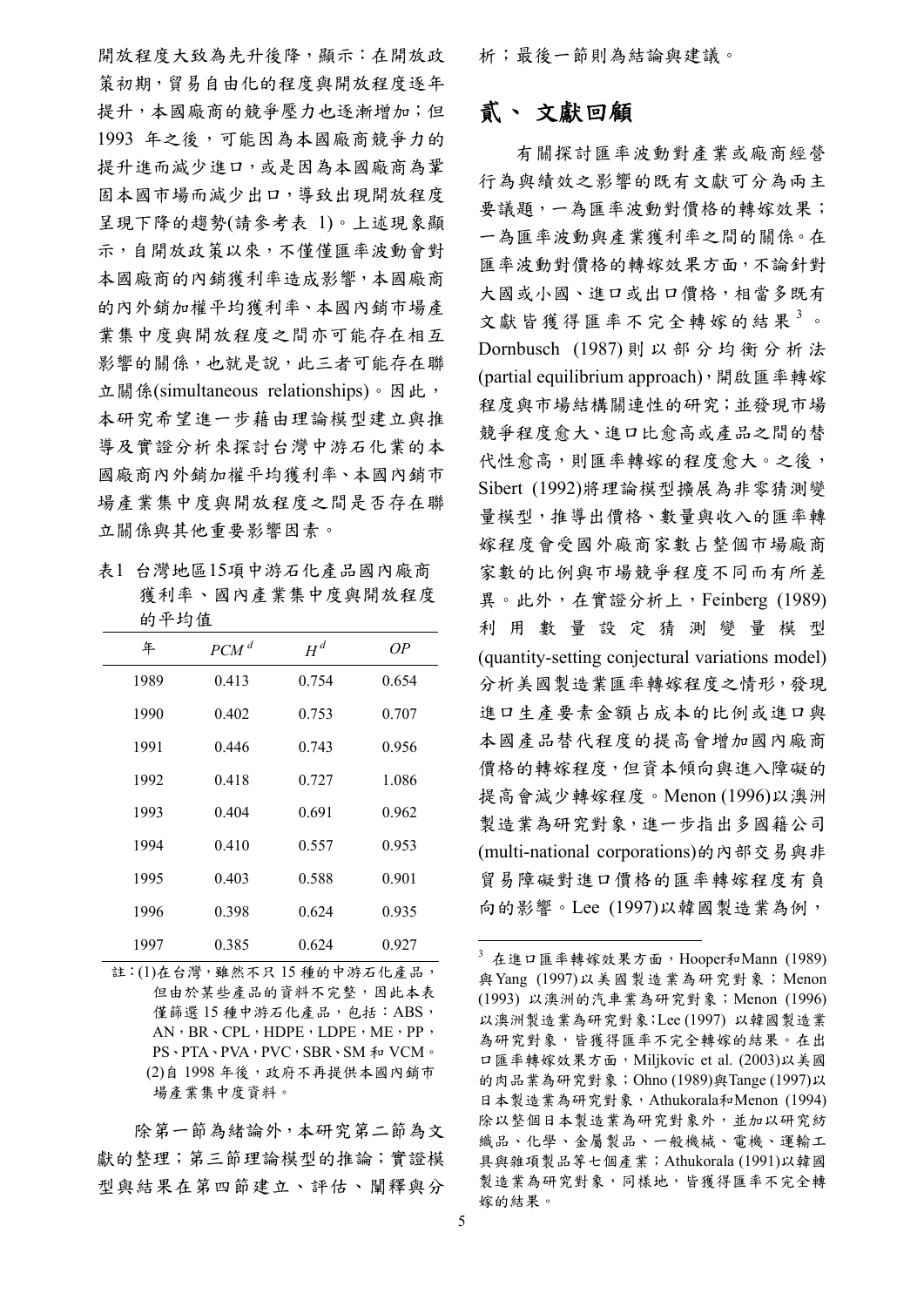開放程度大致為先升後降，顯示：在開放政策初期，貿易自由化的程度與開放程度逐年提升，本國廠商的競爭壓力也逐漸增加；但 1993 年之後，可能因為本國廠商競爭力的提升進而減少進口，或是因為本國廠商為鞏固本國市場而減少出口，導致出現開放程度呈現下降的趨勢(請參考表 1)。上述現象顯示，自開放政策以來，不僅僅匯率波動會對本國廠商的內銷獲利率造成影響，本國廠商的內外銷加權平均獲利率、本國內銷市場產業集中度與開放程度之間亦可能存在相互影響的關係，也就是說，此三者可能存在聯立關係(simultaneous relationships)。因此，本研究希望進一步藉由理論模型建立與推導及實證分析來探討台灣中游石化業的本國廠商內外銷加權平均獲利率、本國內銷市場產業集中度與開放程度之間是否存在聯立關係與其他重要影響因素。

表1 台灣地區15項中游石化產品國內廠商獲利率、國內產業集中度與開放程度的平均值

| 年 | $PCM^d$ | $H^d$ | $OP$ |
|---|---|---|---|
| 1989 | 0.413 | 0.754 | 0.654 |
| 1990 | 0.402 | 0.753 | 0.707 |
| 1991 | 0.446 | 0.743 | 0.956 |
| 1992 | 0.418 | 0.727 | 1.086 |
| 1993 | 0.404 | 0.691 | 0.962 |
| 1994 | 0.410 | 0.557 | 0.953 |
| 1995 | 0.403 | 0.588 | 0.901 |
| 1996 | 0.398 | 0.624 | 0.935 |
| 1997 | 0.385 | 0.624 | 0.927 |

註：(1)在台灣，雖然不只 15 種的中游石化產品，但由於某些產品的資料不完整，因此本表僅篩選 15 種中游石化產品，包括：ABS，AN，BR、CPL，HDPE，LDPE，ME，PP，PS、PTA、PVA，PVC，SBR、SM 和 VCM。
(2)自 1998 年後，政府不再提供本國內銷市場產業集中度資料。

除第一節為緒論外，本研究第二節為文獻的整理；第三節理論模型的推論；實證模型與結果在第四節建立、評估、闡釋與分析；最後一節則為結論與建議。

# 貳、 文獻回顧

有關探討匯率波動對產業或廠商經營行為與績效之影響的既有文獻可分為兩主要議題，一為匯率波動對價格的轉嫁效果；一為匯率波動與產業獲利率之間的關係。在匯率波動對價格的轉嫁效果方面，不論針對大國或小國、進口或出口價格，相當多既有文獻皆獲得匯率不完全轉嫁的結果[3]。Dornbusch (1987)則以部分均衡分析法(partial equilibrium approach)，開啟匯率轉嫁程度與市場結構關連性的研究；並發現市場競爭程度愈大、進口比愈高或產品之間的替代性愈高，則匯率轉嫁的程度愈大。之後，Sibert (1992)將理論模型擴展為非零猜測變量模型，推導出價格、數量與收入的匯率轉嫁程度會受國外廠商家數占整個市場廠商家數的比例與市場競爭程度不同而有所差異。此外，在實證分析上，Feinberg (1989)利用數量設定猜測變量模型(quantity-setting conjectural variations model)分析美國製造業匯率轉嫁程度之情形，發現進口生產要素金額占成本的比例或進口與本國產品替代程度的提高會增加國內廠商價格的轉嫁程度，但資本傾向與進入障礙的提高會減少轉嫁程度。Menon (1996)以澳洲製造業為研究對象，進一步指出多國籍公司(multi-national corporations)的內部交易與非貿易障礙對進口價格的匯率轉嫁程度有負向的影響。Lee (1997)以韓國製造業為例，

[3] 在進口匯率轉嫁效果方面，Hooper和Mann (1989)與Yang (1997)以美國製造業為研究對象；Menon (1993) 以澳洲的汽車業為研究對象；Menon (1996)以澳洲製造業為研究對象；Lee (1997) 以韓國製造業為研究對象，皆獲得匯率不完全轉嫁的結果。在出口匯率轉嫁效果方面，Miljkovic et al. (2003)以美國的肉品業為研究對象；Ohno (1989)與Tange (1997)以日本製造業為研究對象，Athukorala和Menon (1994)除以整個日本製造業為研究對象外，並加以研究紡織品、化學、金屬製品、一般機械、電機、運輸工具與雜項製品等七個產業；Athukorala (1991)以韓國製造業為研究對象，同樣地，皆獲得匯率不完全轉嫁的結果。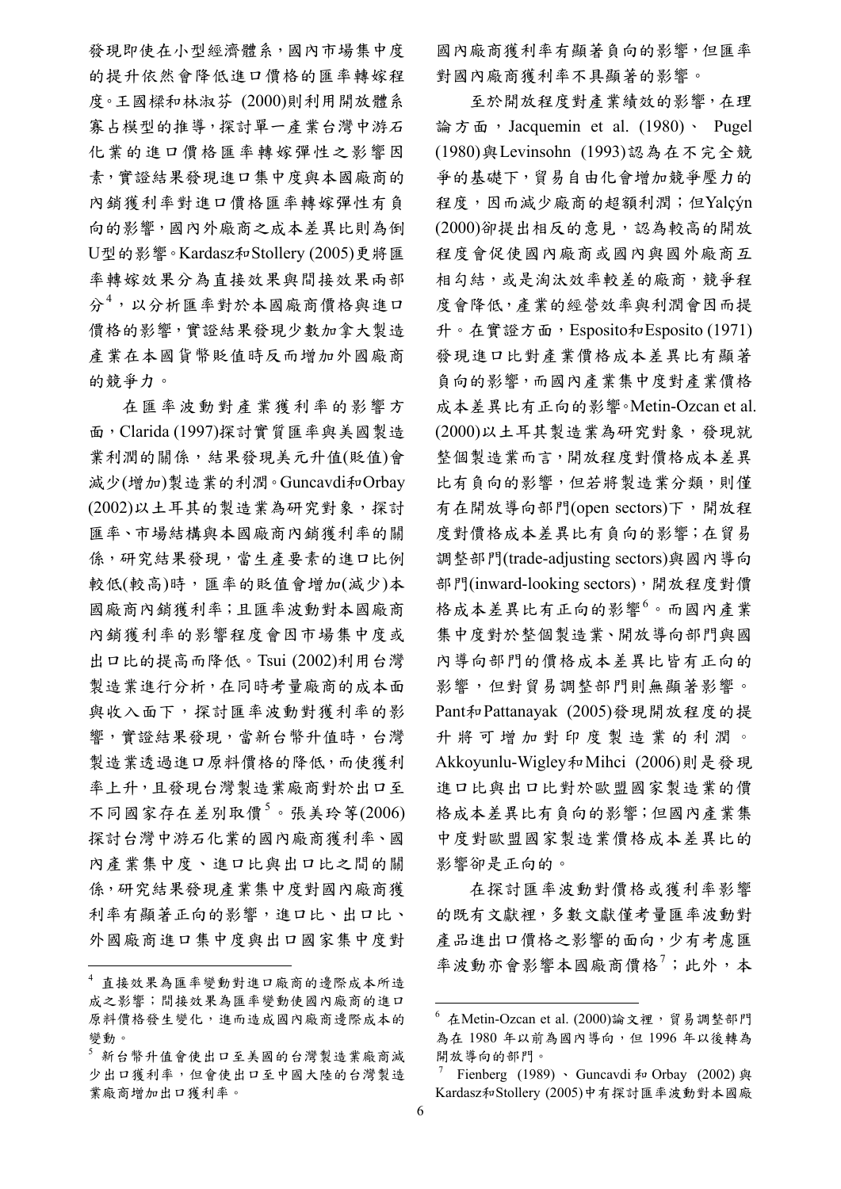發現即使在小型經濟體系，國內市場集中度的提升依然會降低進口價格的匯率轉嫁程度。王國樑和林淑芬 (2000)則利用開放體系寡占模型的推導，探討單一產業台灣中游石化業的進口價格匯率轉嫁彈性之影響因素，實證結果發現進口集中度與本國廠商的內銷獲利率對進口價格匯率轉嫁彈性有負向的影響，國內外廠商之成本差異比則為倒U型的影響。Kardasz和Stollery (2005)更將匯率轉嫁效果分為直接效果與間接效果兩部分[4]，以分析匯率對於本國廠商價格與進口價格的影響，實證結果發現少數加拿大製造產業在本國貨幣貶值時反而增加外國廠商的競爭力。

在匯率波動對產業獲利率的影響方面，Clarida (1997)探討實質匯率與美國製造業利潤的關係，結果發現美元升值(貶值)會減少(增加)製造業的利潤。Guncavdi和Orbay (2002)以土耳其的製造業為研究對象，探討匯率、市場結構與本國廠商內銷獲利率的關係，研究結果發現，當生產要素的進口比例較低(較高)時，匯率的貶值會增加(減少)本國廠商內銷獲利率；且匯率波動對本國廠商內銷獲利率的影響程度會因市場集中度或出口比的提高而降低。Tsui (2002)利用台灣製造業進行分析，在同時考量廠商的成本面與收入面下，探討匯率波動對獲利率的影響，實證結果發現，當新台幣升值時，台灣製造業透過進口原料價格的降低，而使獲利率上升，且發現台灣製造業廠商對於出口至不同國家存在差別取價[5]。張美玲等(2006)探討台灣中游石化業的國內廠商獲利率、國內產業集中度、進口比與出口比之間的關係，研究結果發現產業集中度對國內廠商獲利率有顯著正向的影響，進口比、出口比、外國廠商進口集中度與出口國家集中度對國內廠商獲利率有顯著負向的影響，但匯率對國內廠商獲利率不具顯著的影響。

至於開放程度對產業績效的影響，在理論方面，Jacquemin et al. (1980)、 Pugel (1980)與Levinsohn (1993)認為在不完全競爭的基礎下，貿易自由化會增加競爭壓力的程度，因而減少廠商的超額利潤；但Yalçýn (2000)卻提出相反的意見，認為較高的開放程度會促使國內廠商或國內與國外廠商互相勾結，或是淘汰效率較差的廠商，競爭程度會降低，產業的經營效率與利潤會因而提升。在實證方面，Esposito和Esposito (1971)發現進口比對產業價格成本差異比有顯著負向的影響，而國內產業集中度對產業價格成本差異比有正向的影響。Metin-Ozcan et al. (2000)以土耳其製造業為研究對象，發現就整個製造業而言，開放程度對價格成本差異比有負向的影響，但若將製造業分類，則僅有在開放導向部門(open sectors)下，開放程度對價格成本差異比有負向的影響；在貿易調整部門(trade-adjusting sectors)與國內導向部門(inward-looking sectors)，開放程度對價格成本差異比有正向的影響[6]。而國內產業集中度對於整個製造業、開放導向部門與國內導向部門的價格成本差異比皆有正向的影響，但對貿易調整部門則無顯著影響。Pant和Pattanayak (2005)發現開放程度的提升將可增加對印度製造業的利潤。Akkoyunlu-Wigley和Mihci (2006)則是發現進口比與出口比對於歐盟國家製造業的價格成本差異比有負向的影響；但國內產業集中度對歐盟國家製造業價格成本差異比的影響卻是正向的。

在探討匯率波動對價格或獲利率影響的既有文獻裡，多數文獻僅考量匯率波動對產品進出口價格之影響的面向，少有考慮匯率波動亦會影響本國廠商價格[7]；此外，本

---

[4] 直接效果為匯率變動對進口廠商的邊際成本所造成之影響；間接效果為匯率變動使國內廠商的進口原料價格發生變化，進而造成國內廠商邊際成本的變動。

[5] 新台幣升值會使出口至美國的台灣製造業廠商減少出口獲利率，但會使出口至中國大陸的台灣製造業廠商增加出口獲利率。

[6] 在Metin-Ozcan et al. (2000)論文裡，貿易調整部門為在 1980 年以前為國內導向，但 1996 年以後轉為開放導向的部門。

[7] Fienberg (1989)、Guncavdi和Orbay (2002)與Kardasz和Stollery (2005)中有探討匯率波動對本國廠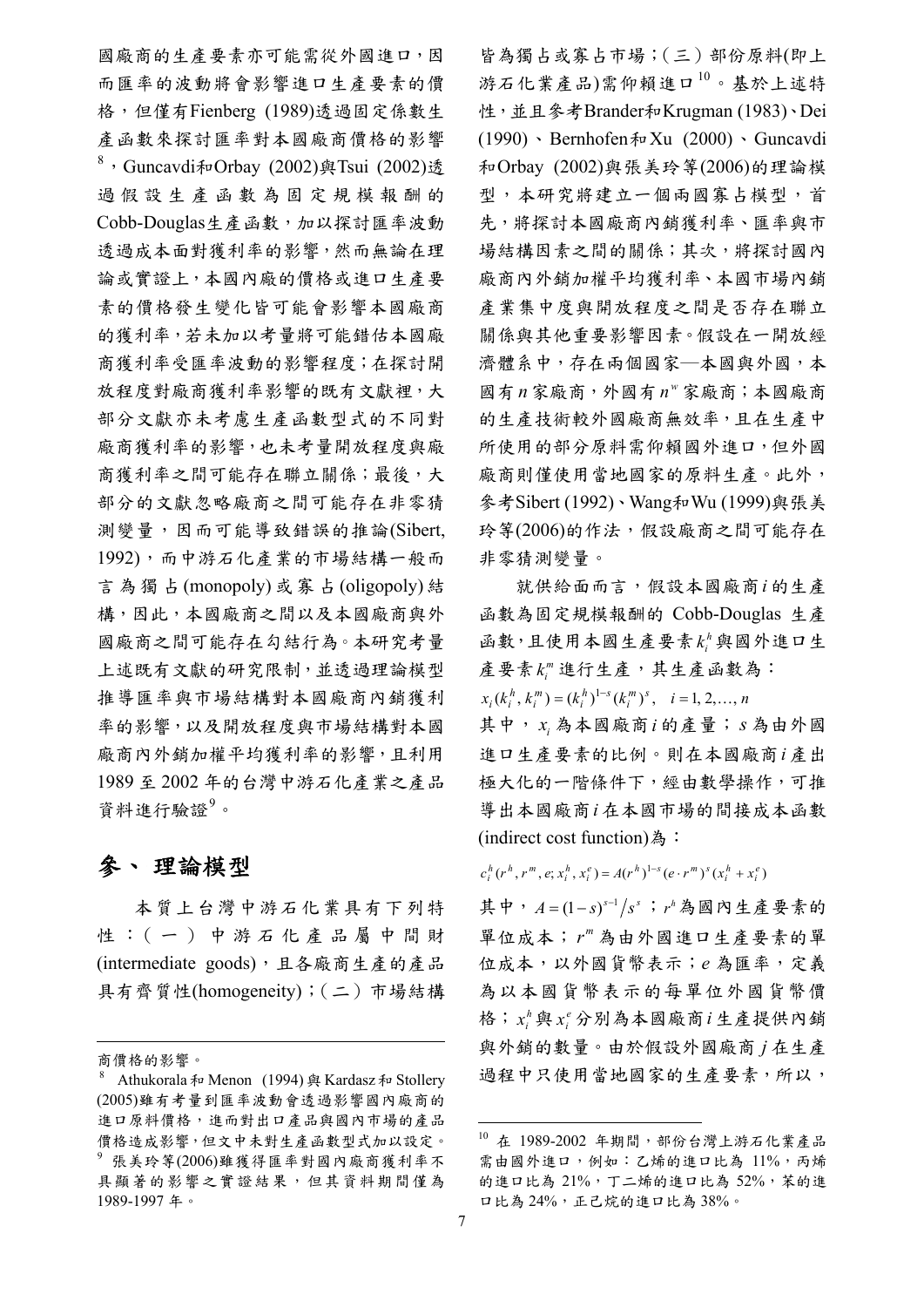國廠商的生產要素亦可能需從外國進口，因而匯率的波動將會影響進口生產要素的價格，但僅有Fienberg (1989)透過固定係數生產函數來探討匯率對本國廠商價格的影響[8]，Guncavdi和Orbay (2002)與Tsui (2002)透過假設生產函數為固定規模報酬的Cobb-Douglas生產函數，加以探討匯率波動透過成本面對獲利率的影響，然而無論在理論或實證上，本國內廠的價格或進口生產要素的價格發生變化皆可能會影響本國廠商的獲利率，若未加以考量將可能錯估本國廠商獲利率受匯率波動的影響程度；在探討開放程度對廠商獲利率影響的既有文獻裡，大部分文獻亦未考慮生產函數型式的不同對廠商獲利率的影響，也未考量開放程度與廠商獲利率之間可能存在聯立關係；最後，大部分的文獻忽略廠商之間可能存在非零猜測變量，因而可能導致錯誤的推論(Sibert, 1992)，而中游石化產業的市場結構一般而言為獨占(monopoly)或寡占(oligopoly)結構，因此，本國廠商之間以及本國廠商與外國廠商之間可能存在勾結行為。本研究考量上述既有文獻的研究限制，並透過理論模型推導匯率與市場結構對本國廠商內銷獲利率的影響，以及開放程度與市場結構對本國廠商內外銷加權平均獲利率的影響，且利用1989至2002年的台灣中游石化產業之產品資料進行驗證[9]。

## 參、 理論模型

本質上台灣中游石化產業具有下列特性：（一）中游石化產品屬中間財(intermediate goods)，且各廠商生產的產品具有齊質性(homogeneity)；（二）市場結構皆為獨占或寡占市場；（三）部份原料(即上游石化業產品)需仰賴進口[10]。基於上述特性，並且參考Brander和Krugman (1983)、Dei (1990)、Bernhofen和Xu (2000)、Guncavdi和Orbay (2002)與張美玲等(2006)的理論模型，本研究將建立一個兩國寡占模型，首先，將探討本國廠商內銷獲利率、匯率與市場結構因素之間的關係；其次，將探討國內廠商內外銷加權平均獲利率、本國市場內銷產業集中度與開放程度之間是否存在聯立關係與其他重要影響因素。假設在一開放經濟體系中，存在兩個國家—本國與外國，本國有$n$家廠商，外國有$n^w$家廠商；本國廠商的生產技術較外國廠商無效率，且在生產中所使用的部分原料需仰賴國外進口，但外國廠商則僅使用當地國家的原料生產。此外，參考Sibert (1992)、Wang和Wu (1999)與張美玲等(2006)的作法，假設廠商之間可能存在非零猜測變量。

就供給面而言，假設本國廠商$i$的生產函數為固定規模報酬的 Cobb-Douglas 生產函數，且使用本國生產要素$k_i^h$與國外進口生產要素$k_i^m$進行生產，其生產函數為：

$$x_i(k_i^h, k_i^m) = (k_i^h)^{1-s}(k_i^m)^s, \quad i = 1, 2, \ldots, n$$

其中，$x_i$為本國廠商$i$的產量；$s$為由外國進口生產要素的比例。則在本國廠商$i$產出極大化的一階條件下，經由數學操作，可推導出本國廠商$i$在本國市場的間接成本函數(indirect cost function)為：

$$c_i^h(r^h, r^m, e; x_i^h, x_i^e) = A(r^h)^{1-s}(e \cdot r^m)^s(x_i^h + x_i^e)$$

其中，$A = (1-s)^{s-1}/s^s$；$r^h$為國內生產要素的單位成本；$r^m$為由外國進口生產要素的單位成本，以外國貨幣表示；$e$為匯率，定義為以本國貨幣表示的每單位外國貨幣價格；$x_i^h$與$x_i^e$分別為本國廠商$i$生產提供內銷與外銷的數量。由於假設外國廠商$j$在生產過程中只使用當地國家的生產要素，所以，

---

商價格的影響。

[8] Athukorala和Menon (1994)與Kardasz和Stollery (2005)雖有考量到匯率波動會透過影響國內廠商的進口原料價格，進而對出口產品與國內市場的產品價格造成影響，但文中未對生產函數型式加以設定。

[9] 張美玲等(2006)雖獲得匯率對國內廠商獲利率不具顯著的影響之實證結果，但其資料期間僅為1989-1997年。

[10] 在1989-2002年期間，部份台灣上游石化業產品需由國外進口，例如：乙烯的進口比為11%，丙烯的進口比為21%，丁二烯的進口比為52%，苯的進口比為24%，正己烷的進口比為38%。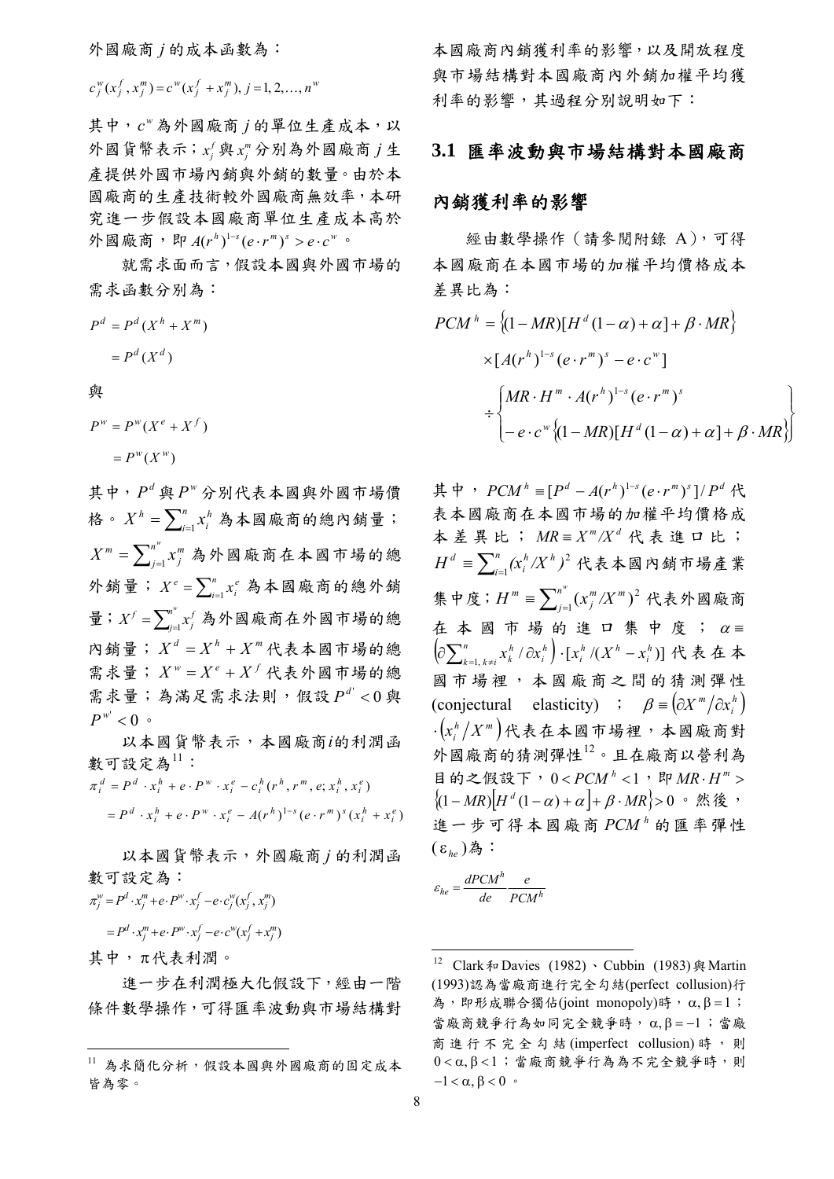外國廠商 $j$ 的成本函數為：

$$c_j^w(x_j^f, x_j^m) = c^w(x_j^f + x_j^m), j = 1, 2, \ldots, n^w$$

其中，$c^w$ 為外國廠商 $j$ 的單位生產成本，以外國貨幣表示；$x_j^f$ 與 $x_j^m$ 分別為外國廠商 $j$ 生產提供外國市場內銷與外銷的數量。由於本國廠商的生產技術較外國廠商無效率，本研究進一步假設本國廠商單位生產成本高於外國廠商，即 $A(r^h)^{1-s}(e \cdot r^m)^s > e \cdot c^w$。

就需求面而言，假設本國與外國市場的需求函數分別為：

$$P^d = P^d(X^h + X^m)$$
$$= P^d(X^d)$$

與

$$P^w = P^w(X^e + X^f)$$
$$= P^w(X^w)$$

其中，$P^d$ 與 $P^w$ 分別代表本國與外國市場價格。$X^h = \sum_{i=1}^{n} x_i^h$ 為本國廠商的總內銷量；$X^m = \sum_{j=1}^{n^w} x_j^m$ 為外國廠商在本國市場的總外銷量；$X^e = \sum_{i=1}^{n} x_i^e$ 為本國廠商的總外銷量；$X^f = \sum_{j=1}^{n^w} x_j^f$ 為外國廠商在外國市場的總內銷量；$X^d = X^h + X^m$ 代表本國市場的總需求量；$X^w = X^e + X^f$ 代表外國市場的總需求量；為滿足需求法則，假設 $P^{d'} < 0$ 與 $P^{w'} < 0$。

以本國貨幣表示，本國廠商$i$的利潤函數可設定為[11]：

$$\pi_i^d = P^d \cdot x_i^h + e \cdot P^w \cdot x_i^e - c_i^h(r^h, r^m, e; x_i^h, x_i^e)$$
$$= P^d \cdot x_i^h + e \cdot P^w \cdot x_i^e - A(r^h)^{1-s}(e \cdot r^m)^s(x_i^h + x_i^e)$$

以本國貨幣表示，外國廠商 $j$ 的利潤函數可設定為：

$$\pi_j^w = P^d \cdot x_j^m + e \cdot P^w \cdot x_j^f - e \cdot c_j^w(x_j^f, x_j^m)$$
$$= P^d \cdot x_j^m + e \cdot P^w \cdot x_j^f - e \cdot c^w(x_j^f + x_j^m)$$

其中，π代表利潤。

進一步在利潤極大化假設下，經由一階條件數學操作，可得匯率波動與市場結構對本國廠商內銷獲利率的影響，以及開放程度與市場結構對本國廠商內外銷加權平均獲利率的影響，其過程分別說明如下：

## 3.1 匯率波動與市場結構對本國廠商內銷獲利率的影響

經由數學操作（請參閱附錄 A），可得本國廠商在本國市場的加權平均價格成本差異比為：

$$PCM^h = \{(1-MR)[H^d(1-\alpha)+\alpha] + \beta \cdot MR\} \times [A(r^h)^{1-s}(e \cdot r^m)^s - e \cdot c^w] \div \left\{ \begin{aligned} &MR \cdot H^m \cdot A(r^h)^{1-s}(e \cdot r^m)^s \\ &- e \cdot c^w \{(1-MR)[H^d(1-\alpha)+\alpha] + \beta \cdot MR\} \end{aligned} \right\}$$

其中，$PCM^h \equiv [P^d - A(r^h)^{1-s}(e \cdot r^m)^s]/P^d$ 代表本國廠商在本國市場的加權平均價格成本差異比；$MR \equiv X^m/X^d$ 代表進口比；$H^d \equiv \sum_{i=1}^{n}(x_i^h/X^h)^2$ 代表本國內銷市場產業集中度；$H^m \equiv \sum_{j=1}^{n^w}(x_j^m/X^m)^2$ 代表外國廠商在本國市場的進口集中度；$\alpha \equiv \left(\partial \sum_{k=1, k \neq i}^{n} x_k^h / \partial x_i^h\right) \cdot [x_i^h/(X^h - x_i^h)]$ 代表在本國市場裡，本國廠商之間的猜測彈性 (conjectural elasticity)；$\beta \equiv \left(\partial X^m / \partial x_i^h\right) \cdot \left(x_i^h / X^m\right)$ 代表在本國市場裡，本國廠商對外國廠商的猜測彈性[12]。且在廠商以營利為目的之假設下，$0 < PCM^h < 1$，即 $MR \cdot H^m > \{(1-MR)[H^d(1-\alpha)+\alpha] + \beta \cdot MR\} > 0$。然後，進一步可得本國廠商 $PCM^h$ 的匯率彈性 ($\varepsilon_{he}$) 為：

$$\varepsilon_{he} = \frac{dPCM^h}{de} \frac{e}{PCM^h}$$

---

[11] 為求簡化分析，假設本國與外國廠商的固定成本皆為零。

[12] Clark 和 Davies (1982)、Cubbin (1983) 與 Martin (1993) 認為當廠商進行完全勾結(perfect collusion)行為，即形成聯合獨佔(joint monopoly)時，$\alpha, \beta = 1$；當廠商競爭行為如同完全競爭時，$\alpha, \beta = -1$；當廠商進行不完全勾結(imperfect collusion)時，則 $0 < \alpha, \beta < 1$；當廠商競爭行為為不完全競爭時，則 $-1 < \alpha, \beta < 0$。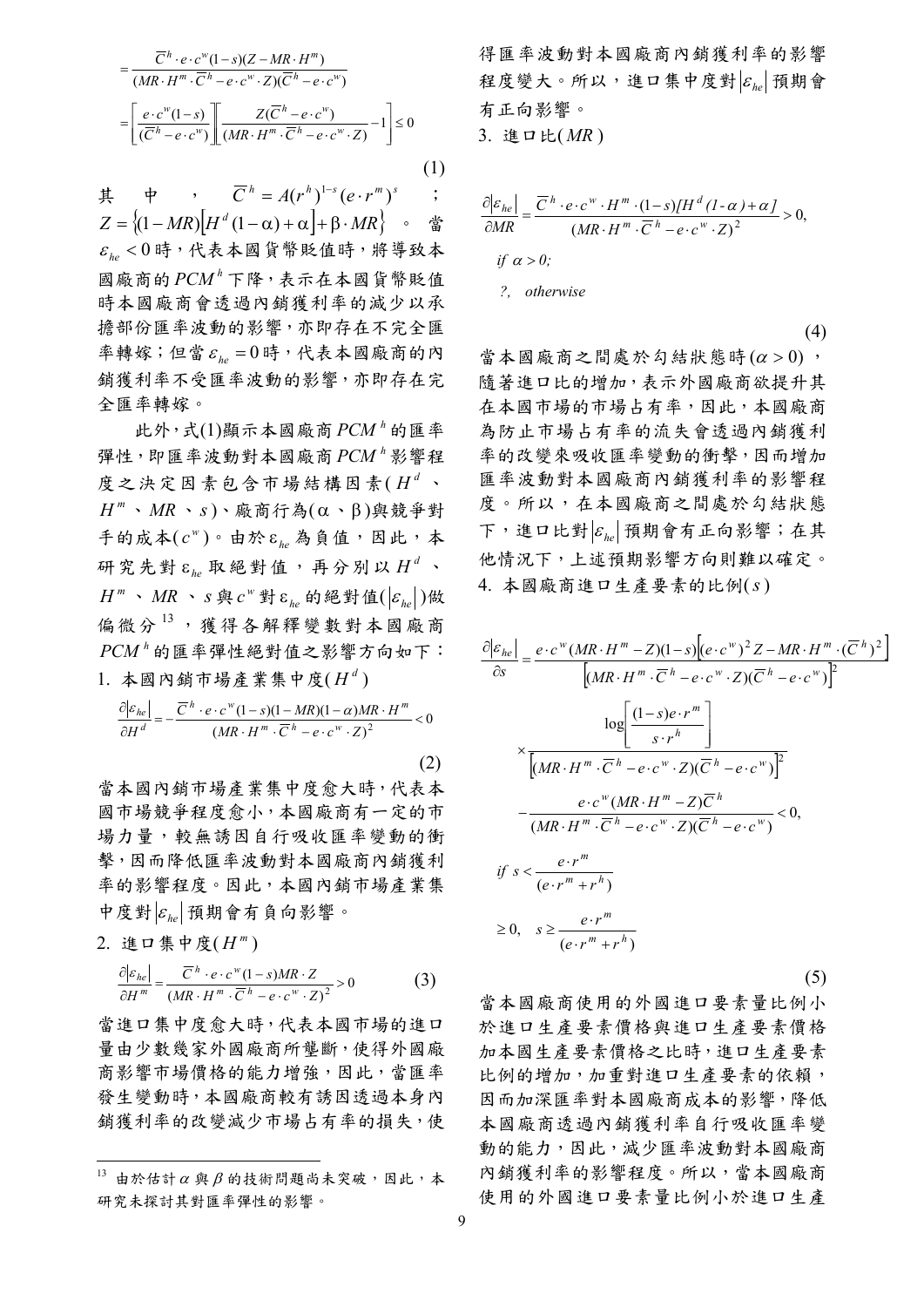$$= \frac{\overline{C}^h \cdot e \cdot c^w (1-s)(Z - MR \cdot H^m)}{(MR \cdot H^m \cdot \overline{C}^h - e \cdot c^w \cdot Z)(\overline{C}^h - e \cdot c^w)}$$

$$= \left[ \frac{e \cdot c^w (1-s)}{(\overline{C}^h - e \cdot c^w)} \right] \left[ \frac{Z(\overline{C}^h - e \cdot c^w)}{(MR \cdot H^m \cdot \overline{C}^h - e \cdot c^w \cdot Z)} - 1 \right] \leq 0 \tag{1}$$

其中，$\overline{C}^h = A(r^h)^{1-s}(e \cdot r^m)^s$；$Z = \{(1-MR)[H^d(1-\alpha)+\alpha] + \beta \cdot MR\}$。當 $\varepsilon_{he} < 0$ 時，代表本國貨幣貶值時，將導致本國廠商的 $PCM^h$ 下降，表示在本國貨幣貶值時本國廠商會透過內銷獲利率的減少以承擔部份匯率波動的影響，亦即存在不完全匯率轉嫁；但當 $\varepsilon_{he} = 0$ 時，代表本國廠商的內銷獲利率不受匯率波動的影響，亦即存在完全匯率轉嫁。

此外，式(1)顯示本國廠商 $PCM^h$ 的匯率彈性，即匯率波動對本國廠商 $PCM^h$ 影響程度之決定因素包含市場結構因素($H^d$、$H^m$、$MR$、$s$)、廠商行為($\alpha$、$\beta$)與競爭對手的成本($c^w$)。由於 $\varepsilon_{he}$ 為負值，因此，本研究先對 $\varepsilon_{he}$ 取絕對值，再分別以 $H^d$、$H^m$、$MR$、$s$ 與 $c^w$ 對 $\varepsilon_{he}$ 的絕對值($|\varepsilon_{he}|$)做偏微分[13]，獲得各解釋變數對本國廠商 $PCM^h$ 的匯率彈性絕對值之影響方向如下：

1. 本國內銷市場產業集中度($H^d$)

$$\frac{\partial |\varepsilon_{he}|}{\partial H^d} = -\frac{\overline{C}^h \cdot e \cdot c^w (1-s)(1-MR)(1-\alpha) MR \cdot H^m}{(MR \cdot H^m \cdot \overline{C}^h - e \cdot c^w \cdot Z)^2} < 0 \tag{2}$$

當本國內銷市場產業集中度愈大時，代表本國市場競爭程度愈小，本國廠商有一定的市場力量，較無誘因自行吸收匯率變動的衝擊，因而降低匯率波動對本國廠商內銷獲利率的影響程度。因此，本國內銷市場產業集中度對 $|\varepsilon_{he}|$ 預期會有負向影響。

2. 進口集中度($H^m$)

$$\frac{\partial |\varepsilon_{he}|}{\partial H^m} = \frac{\overline{C}^h \cdot e \cdot c^w (1-s) MR \cdot Z}{(MR \cdot H^m \cdot \overline{C}^h - e \cdot c^w \cdot Z)^2} > 0 \tag{3}$$

當進口集中度愈大時，代表本國市場的進口量由少數幾家外國廠商所壟斷，使得外國廠商影響市場價格的能力增強，因此，當匯率發生變動時，本國廠商較有誘因透過本身內銷獲利率的改變減少市場占有率的損失，使得匯率波動對本國廠商內銷獲利率的影響程度變大。所以，進口集中度對 $|\varepsilon_{he}|$ 預期會有正向影響。

3. 進口比($MR$)

$$\frac{\partial |\varepsilon_{he}|}{\partial MR} = \frac{\overline{C}^h \cdot e \cdot c^w \cdot H^m \cdot (1-s)[H^d(1-\alpha)+\alpha]}{(MR \cdot H^m \cdot \overline{C}^h - e \cdot c^w \cdot Z)^2} > 0, \quad if\ \alpha > 0;$$
$$?, \quad otherwise \tag{4}$$

當本國廠商之間處於勾結狀態時($\alpha > 0$)，隨著進口比的增加，表示外國廠商欲提升其在本國市場的市場占有率，因此，本國廠商為防止市場占有率的流失會透過內銷獲利率的改變來吸收匯率變動的衝擊，因而增加匯率波動對本國廠商內銷獲利率的影響程度。所以，在本國廠商之間處於勾結狀態下，進口比對 $|\varepsilon_{he}|$ 預期會有正向影響；在其他情況下，上述預期影響方向則難以確定。

4. 本國廠商進口生產要素的比例($s$)

$$\frac{\partial |\varepsilon_{he}|}{\partial s} = \frac{e \cdot c^w (MR \cdot H^m - Z)(1-s)\left[(e \cdot c^w)^2 Z - MR \cdot H^m \cdot (\overline{C}^h)^2\right]}{\left[(MR \cdot H^m \cdot \overline{C}^h - e \cdot c^w \cdot Z)(\overline{C}^h - e \cdot c^w)\right]^2} \times \frac{\log\left[\frac{(1-s)e \cdot r^m}{s \cdot r^h}\right]}{\left[(MR \cdot H^m \cdot \overline{C}^h - e \cdot c^w \cdot Z)(\overline{C}^h - e \cdot c^w)\right]^2}$$
$$- \frac{e \cdot c^w (MR \cdot H^m - Z)\overline{C}^h}{(MR \cdot H^m \cdot \overline{C}^h - e \cdot c^w \cdot Z)(\overline{C}^h - e \cdot c^w)} < 0, \quad if\ s < \frac{e \cdot r^m}{(e \cdot r^m + r^h)}$$
$$\geq 0, \quad s \geq \frac{e \cdot r^m}{(e \cdot r^m + r^h)} \tag{5}$$

當本國廠商使用的外國進口要素量比例小於進口生產要素價格與進口生產要素價格加本國生產要素價格之比時，進口生產要素比例的增加，加重對進口生產要素的依賴，因而加深匯率對本國廠商成本的影響，降低本國廠商透過內銷獲利率自行吸收匯率變動的能力，因此，減少匯率波動對本國廠商內銷獲利率的影響程度。所以，當本國廠商使用的外國進口要素量比例小於進口生產

---

[13] 由於估計 $\alpha$ 與 $\beta$ 的技術問題尚未突破，因此，本研究未探討其對匯率彈性的影響。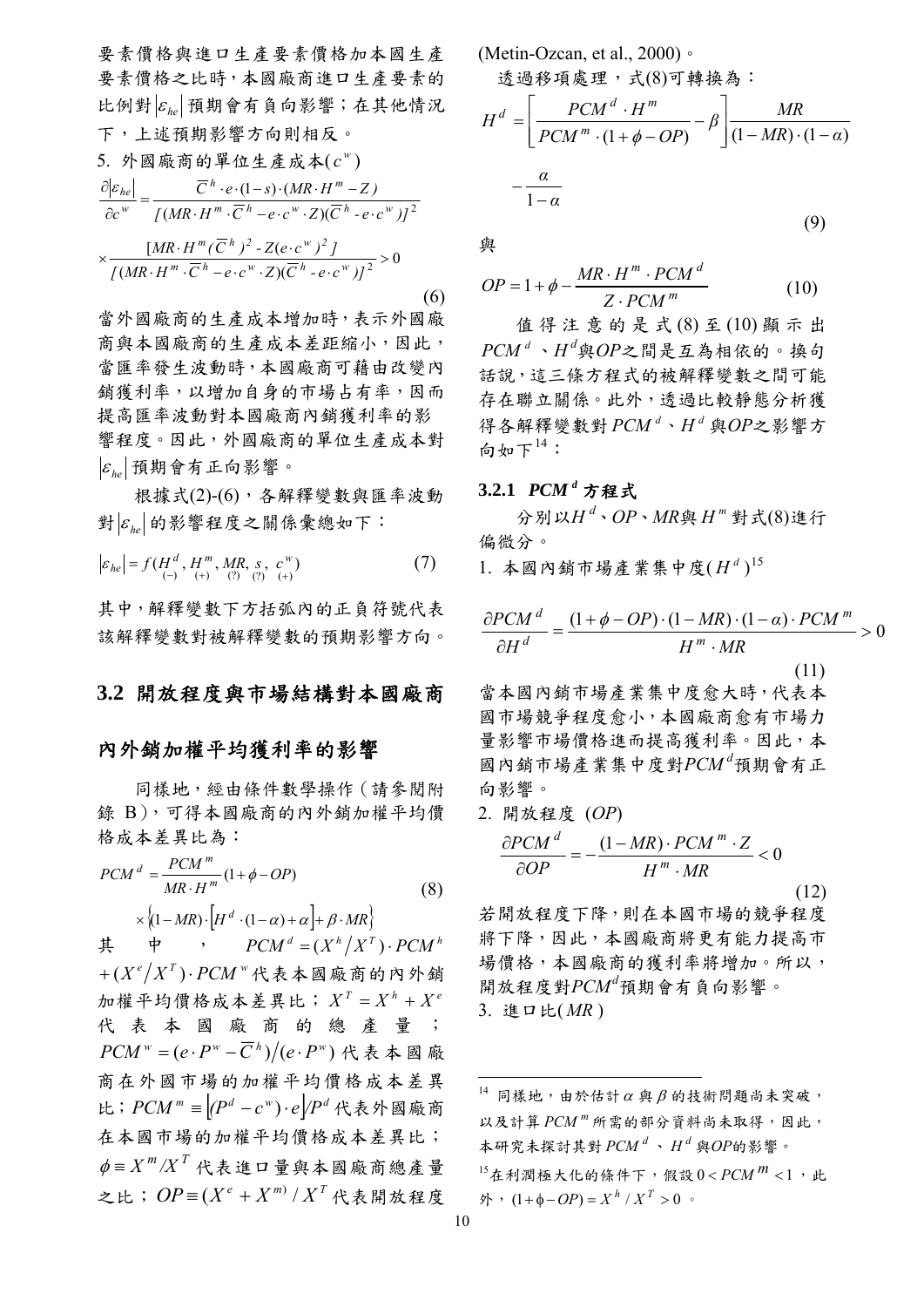要素價格與進口生產要素價格加本國生產要素價格之比時，本國廠商進口生產要素的比例對$|\varepsilon_{he}|$預期會有負向影響；在其他情況下，上述預期影響方向則相反。

5. 外國廠商的單位生產成本($c^w$)

$$\frac{\partial|\varepsilon_{he}|}{\partial c^w}=\frac{\overline{C}^h\cdot e\cdot(1-s)\cdot(MR\cdot H^m-Z)}{[(MR\cdot H^m\cdot\overline{C}^h-e\cdot c^w\cdot Z)(\overline{C}^h-e\cdot c^w)]^2}\times\frac{[MR\cdot H^m(\overline{C}^h)^2-Z(e\cdot c^w)^2]}{[(MR\cdot H^m\cdot\overline{C}^h-e\cdot c^w\cdot Z)(\overline{C}^h-e\cdot c^w)]^2}>0 \tag{6}$$

當外國廠商的生產成本增加時，表示外國廠商與本國廠商的生產成本差距縮小，因此，當匯率發生波動時，本國廠商可藉由改變內銷獲利率，以增加自身的市場占有率，因而提高匯率波動對本國廠商內銷獲利率的影響程度。因此，外國廠商的單位生產成本對$|\varepsilon_{he}|$預期會有正向影響。

根據式(2)-(6)，各解釋變數與匯率波動對$|\varepsilon_{he}|$的影響程度之關係彙總如下：

$$|\varepsilon_{he}|=f(\underset{(-)}{H^d},\underset{(+)}{H^m},\underset{(?)}{MR},\underset{(?)}{s},\underset{(+)}{c^w}) \tag{7}$$

其中，解釋變數下方括弧內的正負符號代表該解釋變數對被解釋變數的預期影響方向。

## 3.2 開放程度與市場結構對本國廠商內外銷加權平均獲利率的影響

同樣地，經由條件數學操作（請參閱附錄 B），可得本國廠商的內外銷加權平均價格成本差異比為：

$$PCM^d=\frac{PCM^m}{MR\cdot H^m}(1+\phi-OP)\times\left\{(1-MR)\cdot\left[H^d\cdot(1-\alpha)+\alpha\right]+\beta\cdot MR\right\} \tag{8}$$

其中，$PCM^d=(X^h/X^T)\cdot PCM^h+(X^e/X^T)\cdot PCM^w$代表本國廠商的內外銷加權平均價格成本差異比；$X^T=X^h+X^e$代表本國廠商的總產量；$PCM^w=(e\cdot P^w-\overline{C}^h)/(e\cdot P^w)$代表本國廠商在外國市場的加權平均價格成本差異比；$PCM^m\equiv|(P^d-c^w)\cdot e|/P^d$代表外國廠商在本國市場的加權平均價格成本差異比；$\phi\equiv X^m/X^T$代表進口量與本國廠商總產量之比；$OP\equiv(X^e+X^m)/X^T$代表開放程度(Metin-Ozcan, et al., 2000)。

透過移項處理，式(8)可轉換為：

$$H^d=\left[\frac{PCM^d\cdot H^m}{PCM^m\cdot(1+\phi-OP)}-\beta\right]\frac{MR}{(1-MR)\cdot(1-\alpha)}-\frac{\alpha}{1-\alpha} \tag{9}$$

與

$$OP=1+\phi-\frac{MR\cdot H^m\cdot PCM^d}{Z\cdot PCM^m} \tag{10}$$

值得注意的是式(8)至(10)顯示出$PCM^d$、$H^d$與$OP$之間是互為相依的。換句話說，這三條方程式的被解釋變數之間可能存在聯立關係。此外，透過比較靜態分析獲得各解釋變數對$PCM^d$、$H^d$與$OP$之影響方向如下[14]：

### 3.2.1 $PCM^d$ 方程式

分別以$H^d$、$OP$、$MR$與$H^m$對式(8)進行偏微分。

1. 本國內銷市場產業集中度($H^d$)[15]

$$\frac{\partial PCM^d}{\partial H^d}=\frac{(1+\phi-OP)\cdot(1-MR)\cdot(1-\alpha)\cdot PCM^m}{H^m\cdot MR}>0 \tag{11}$$

當本國內銷市場產業集中度愈大時，代表本國市場競爭程度愈小，本國廠商愈有市場力量影響市場價格進而提高獲利率。因此，本國內銷市場產業集中度對$PCM^d$預期會有正向影響。

2. 開放程度 ($OP$)

$$\frac{\partial PCM^d}{\partial OP}=-\frac{(1-MR)\cdot PCM^m\cdot Z}{H^m\cdot MR}<0 \tag{12}$$

若開放程度下降，則在本國市場的競爭程度將下降，因此，本國廠商將更有能力提高市場價格，本國廠商的獲利率將增加。所以，開放程度對$PCM^d$預期會有負向影響。

3. 進口比($MR$)

---

[14] 同樣地，由於估計$\alpha$與$\beta$的技術問題尚未突破，以及計算$PCM^m$所需的部分資料尚未取得，因此，本研究未探討其對$PCM^d$、$H^d$與$OP$的影響。

[15] 在利潤極大化的條件下，假設$0<PCM^m<1$，此外，$(1+\phi-OP)=X^h/X^T>0$。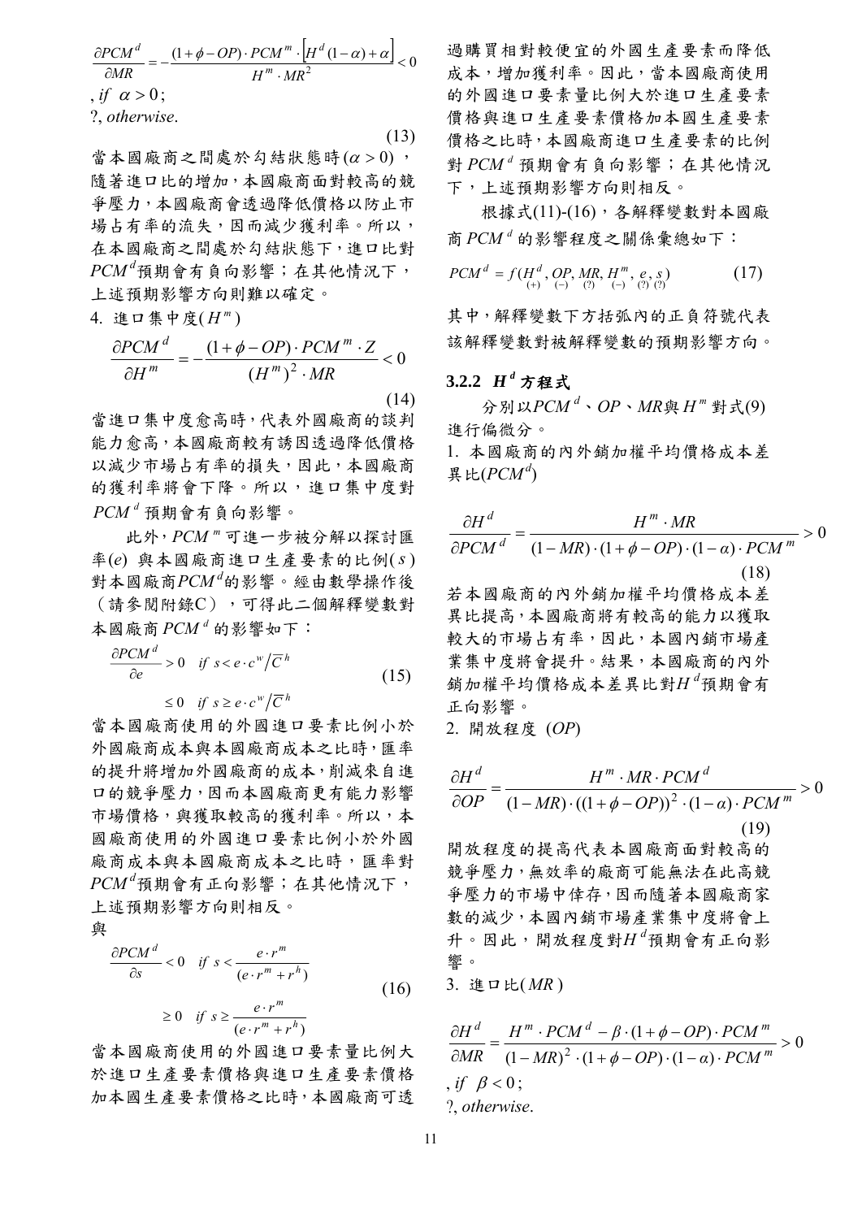$$\frac{\partial PCM^d}{\partial MR} = -\frac{(1+\phi-OP)\cdot PCM^m \cdot \left[H^d(1-\alpha)+\alpha\right]}{H^m \cdot MR^2} < 0$$

$, if\ \alpha > 0;$

$?, otherwise.$

(13)

當本國廠商之間處於勾結狀態時($\alpha > 0$)，隨著進口比的增加，本國廠商面對較高的競爭壓力，本國廠商會透過降低價格以防止市場占有率的流失，因而減少獲利率。所以，在本國廠商之間處於勾結狀態下，進口比對$PCM^d$預期會有負向影響；在其他情況下，上述預期影響方向則難以確定。

4. 進口集中度($H^m$)

$$\frac{\partial PCM^d}{\partial H^m} = -\frac{(1+\phi-OP)\cdot PCM^m \cdot Z}{(H^m)^2 \cdot MR} < 0 \tag{14}$$

當進口集中度愈高時，代表外國廠商的談判能力愈高，本國廠商較有誘因透過降低價格以減少市場占有率的損失，因此，本國廠商的獲利率將會下降。所以，進口集中度對$PCM^d$預期會有負向影響。

此外，$PCM^m$可進一步被分解以探討匯率($e$)與本國廠商進口生產要素的比例($s$)對本國廠商$PCM^d$的影響。經由數學操作後（請參閱附錄C），可得此二個解釋變數對本國廠商$PCM^d$的影響如下：

$$\frac{\partial PCM^d}{\partial e} > 0 \quad if\ s < e\cdot c^w/\overline{C}^h$$
$$\leq 0 \quad if\ s \geq e\cdot c^w/\overline{C}^h \tag{15}$$

當本國廠商使用的外國進口要素比例小於外國廠商成本與本國廠商成本之比時，匯率的提升將增加外國廠商的成本，削減來自進口的競爭壓力，因而本國廠商更有能力影響市場價格，與獲取較高的獲利率。所以，本國廠商使用的外國進口要素比例小於外國廠商成本與本國廠商成本之比時，匯率對$PCM^d$預期會有正向影響；在其他情況下，上述預期影響方向則相反。

與

$$\frac{\partial PCM^d}{\partial s} < 0 \quad if\ s < \frac{e\cdot r^m}{(e\cdot r^m + r^h)}$$
$$\geq 0 \quad if\ s \geq \frac{e\cdot r^m}{(e\cdot r^m + r^h)} \tag{16}$$

當本國廠商使用的外國進口要素量比例大於進口生產要素價格與進口生產要素價格加本國生產要素價格之比時，本國廠商可透過購買相對較便宜的外國生產要素而降低成本，增加獲利率。因此，當本國廠商使用的外國進口要素量比例大於進口生產要素價格與進口生產要素價格加本國生產要素價格之比時，本國廠商進口生產要素的比例對$PCM^d$預期會有負向影響；在其他情況下，上述預期影響方向則相反。

根據式(11)-(16)，各解釋變數對本國廠商$PCM^d$的影響程度之關係彙總如下：

$$PCM^d = f(\underset{(+)}{H^d}, \underset{(-)}{OP}, \underset{(?)}{MR}, \underset{(-)}{H^m}, \underset{(?)}{e}, \underset{(?)}{s}) \tag{17}$$

其中，解釋變數下方括弧內的正負符號代表該解釋變數對被解釋變數的預期影響方向。

### 3.2.2 $H^d$ 方程式

分別以$PCM^d$、$OP$、$MR$與$H^m$對式(9)進行偏微分。

1. 本國廠商的內外銷加權平均價格成本差異比($PCM^d$)

$$\frac{\partial H^d}{\partial PCM^d} = \frac{H^m \cdot MR}{(1-MR)\cdot(1+\phi-OP)\cdot(1-\alpha)\cdot PCM^m} > 0 \tag{18}$$

若本國廠商的內外銷加權平均價格成本差異比提高，本國廠商將有較高的能力以獲取較大的市場占有率，因此，本國內銷市場產業集中度將會提升。結果，本國廠商的內外銷加權平均價格成本差異比對$H^d$預期會有正向影響。

2. 開放程度 ($OP$)

$$\frac{\partial H^d}{\partial OP} = \frac{H^m \cdot MR \cdot PCM^d}{(1-MR)\cdot((1+\phi-OP))^2\cdot(1-\alpha)\cdot PCM^m} > 0 \tag{19}$$

開放程度的提高代表本國廠商面對較高的競爭壓力，無效率的廠商可能無法在此高競爭壓力的市場中倖存，因而隨著本國廠商家數的減少，本國內銷市場產業集中度將會上升。因此，開放程度對$H^d$預期會有正向影響。

3. 進口比($MR$)

$$\frac{\partial H^d}{\partial MR} = \frac{H^m \cdot PCM^d - \beta\cdot(1+\phi-OP)\cdot PCM^m}{(1-MR)^2\cdot(1+\phi-OP)\cdot(1-\alpha)\cdot PCM^m} > 0$$

$, if\ \beta < 0;$

$?, otherwise.$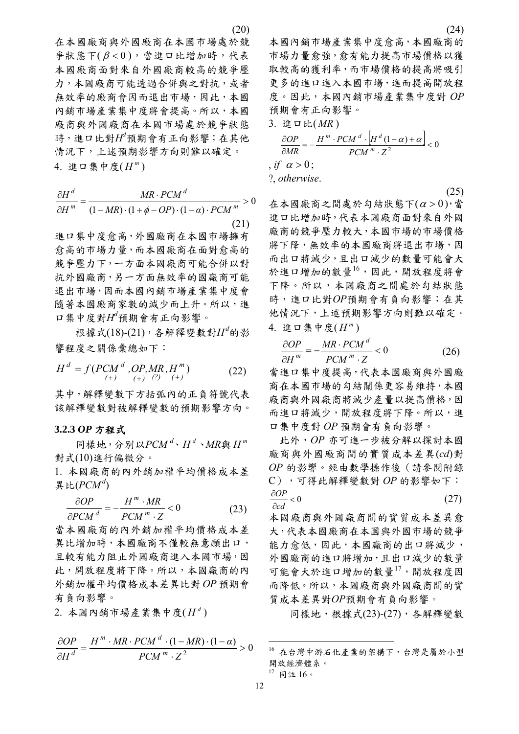(20)

在本國廠商與外國廠商在本國市場處於競爭狀態下($\beta < 0$)，當進口比增加時，代表本國廠商面對來自外國廠商較高的競爭壓力，本國廠商可能透過合併與之對抗，或者無效率的廠商會因而退出市場，因此，本國內銷市場產業集中度將會提高。所以，本國廠商與外國廠商在本國市場處於競爭狀態時，進口比對$H^d$預期會有正向影響；在其他情況下，上述預期影響方向則難以確定。

4. 進口集中度($H^m$)

$$\frac{\partial H^d}{\partial H^m} = \frac{MR \cdot PCM^d}{(1 - MR) \cdot (1 + \phi - OP) \cdot (1 - \alpha) \cdot PCM^m} > 0 \tag{21}$$

進口集中度愈高，外國廠商在本國市場擁有愈高的市場力量，而本國廠商在面對愈高的競爭壓力下，一方面本國廠商可能合併以對抗外國廠商，另一方面無效率的國廠商可能退出市場，因而本國內銷市場產業集中度會隨著本國廠商家數的減少而上升。所以，進口集中度對$H^d$預期會有正向影響。

根據式(18)-(21)，各解釋變數對$H^d$的影響程度之關係彙總如下：

$$H^d = f(\underset{(+)}{PCM^d}, \underset{(+)}{OP}, \underset{(?)}{MR}, \underset{(+)}{H^m}) \tag{22}$$

其中，解釋變數下方括弧內的正負符號代表該解釋變數對被解釋變數的預期影響方向。

### 3.2.3 *OP* 方程式

同樣地，分別以$PCM^d$、$H^d$、$MR$與$H^m$對式(10)進行偏微分。

1. 本國廠商的內外銷加權平均價格成本差異比($PCM^d$)

$$\frac{\partial OP}{\partial PCM^d} = -\frac{H^m \cdot MR}{PCM^m \cdot Z} < 0 \tag{23}$$

當本國廠商的內外銷加權平均價格成本差異比增加時，本國廠商不僅較無意願出口，且較有能力阻止外國廠商進入本國市場，因此，開放程度將下降。所以，本國廠商的內外銷加權平均價格成本差異比對 *OP* 預期會有負向影響。

2. 本國內銷市場產業集中度($H^d$)

$$\frac{\partial OP}{\partial H^d} = \frac{H^m \cdot MR \cdot PCM^d \cdot (1 - MR) \cdot (1 - \alpha)}{PCM^m \cdot Z^2} > 0 \tag{24}$$

本國內銷市場產業集中度愈高，本國廠商的市場力量愈強，愈有能力提高市場價格以獲取較高的獲利率，而市場價格的提高將吸引更多的進口進入本國市場，進而提高開放程度。因此，本國內銷市場產業集中度對 *OP* 預期會有正向影響。

3. 進口比($MR$)

$$\frac{\partial OP}{\partial MR} = -\frac{H^m \cdot PCM^d \cdot \left[H^d(1 - \alpha) + \alpha\right]}{PCM^m \cdot Z^2} < 0$$

, *if* $\alpha > 0$;

?, *otherwise*.

(25)

在本國廠商之間處於勾結狀態下($\alpha > 0$)，當進口比增加時，代表本國廠商面對來自外國廠商的競爭壓力較大，本國市場的市場價格將下降，無效率的本國廠商將退出市場，因而出口將減少，且出口減少的數量可能會大於進口增加的數量[16]，因此，開放程度將會下降。所以，本國廠商之間處於勾結狀態時，進口比對$OP$預期會有負向影響；在其他情況下，上述預期影響方向則難以確定。

4. 進口集中度($H^m$)

$$\frac{\partial OP}{\partial H^m} = -\frac{MR \cdot PCM^d}{PCM^m \cdot Z} < 0 \tag{26}$$

當進口集中度提高，代表本國廠商與外國廠商在本國市場的勾結關係更容易維持，本國廠商與外國廠商將減少產量以提高價格，因而進口將減少，開放程度將下降。所以，進口集中度對 *OP* 預期會有負向影響。

此外，*OP* 亦可進一步被分解以探討本國廠商與外國廠商間的實質成本差異(*cd*)對 *OP* 的影響。經由數學操作後（請參閱附錄C），可得此解釋變數對 *OP* 的影響如下：

$$\frac{\partial OP}{\partial cd} < 0 \tag{27}$$

本國廠商與外國廠商間的實質成本差異愈大，代表本國廠商在本國與外國市場的競爭能力愈低，因此，本國廠商的出口將減少，外國廠商的進口將增加，且出口減少的數量可能會大於進口增加的數量[17]，開放程度因而降低。所以，本國廠商與外國廠商間的實質成本差異對$OP$預期會有負向影響。

同樣地，根據式(23)-(27)，各解釋變數

---

[16] 在台灣中游石化產業的架構下，台灣是屬於小型開放經濟體系。

[17] 同註 16。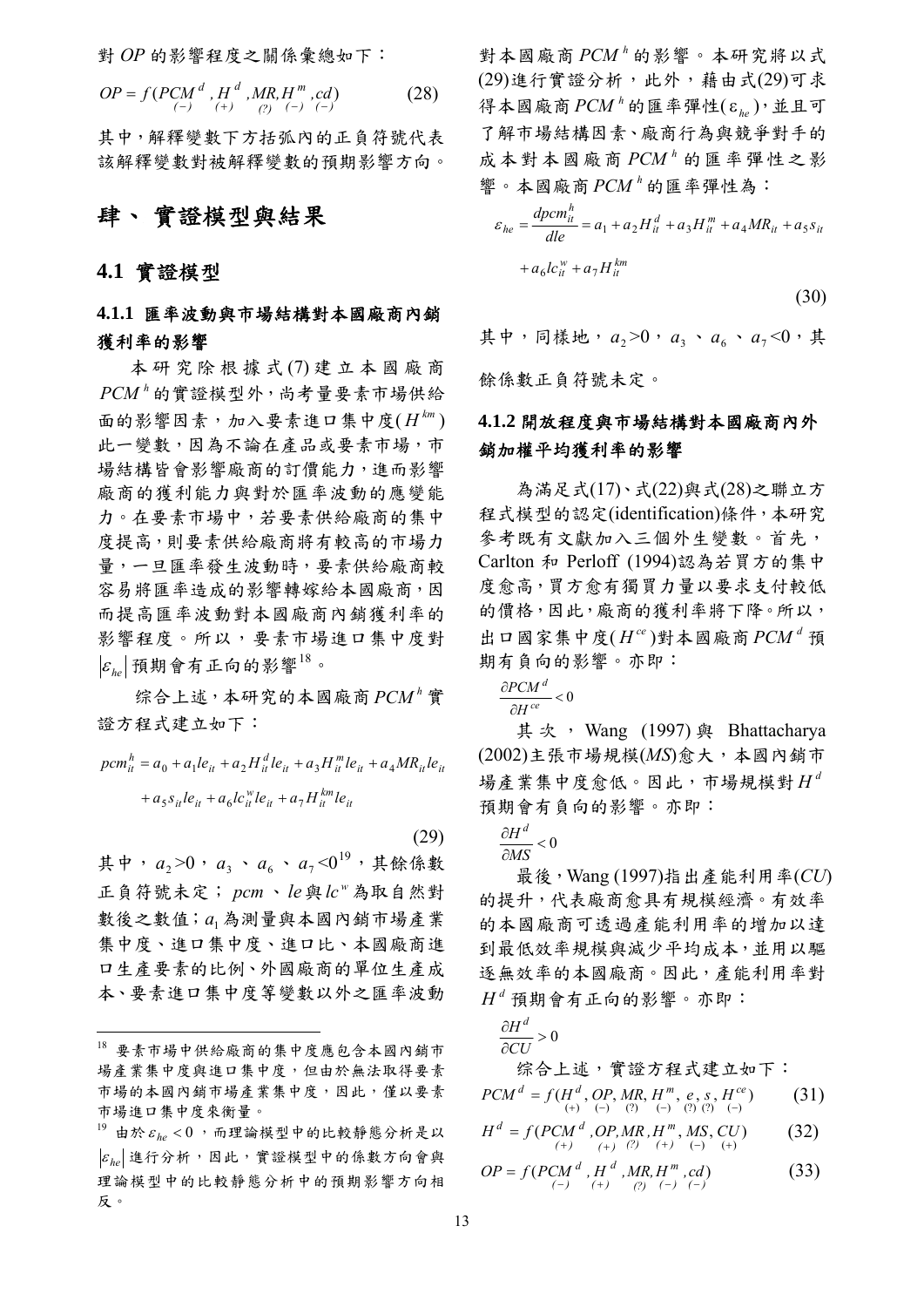對 $OP$ 的影響程度之關係彙總如下：

$$OP = f(\underset{(-)}{PCM^d}, \underset{(+)}{H^d}, \underset{(?)}{MR}, \underset{(-)}{H^m}, \underset{(-)}{cd}) \tag{28}$$

其中，解釋變數下方括弧內的正負符號代表該解釋變數對被解釋變數的預期影響方向。

# 肆、實證模型與結果

## 4.1 實證模型

### 4.1.1 匯率波動與市場結構對本國廠商內銷獲利率的影響

本研究除根據式(7)建立本國廠商 $PCM^h$ 的實證模型外，尚考量要素市場供給面的影響因素，加入要素進口集中度($H^{km}$)此一變數，因為不論在產品或要素市場，市場結構皆會影響廠商的訂價能力，進而影響廠商的獲利能力與對於匯率波動的應變能力。在要素市場中，若要素供給廠商的集中度提高，則要素供給廠商將有較高的市場力量，一旦匯率發生波動時，要素供給廠商較容易將匯率造成的影響轉嫁給本國廠商，因而提高匯率波動對本國廠商內銷獲利率的影響程度。所以，要素市場進口集中度對 $|\varepsilon_{he}|$ 預期會有正向的影響[18]。

綜合上述，本研究的本國廠商 $PCM^h$ 實證方程式建立如下：

$$pcm_{it}^h = a_0 + a_1 le_{it} + a_2 H_{it}^d le_{it} + a_3 H_{it}^m le_{it} + a_4 MR_{it} le_{it} + a_5 s_{it} le_{it} + a_6 lc_{it}^w le_{it} + a_7 H_{it}^{km} le_{it} \tag{29}$$

其中，$a_2$>0，$a_3$、$a_6$、$a_7$<0[19]，其餘係數正負符號未定；$pcm$、$le$ 與 $lc^w$ 為取自然對數後之數值；$a_1$ 為測量與本國內銷市場產業集中度、進口集中度、進口比、本國廠商進口生產要素的比例、外國廠商的單位生產成本、要素進口集中度等變數以外之匯率波動對本國廠商 $PCM^h$ 的影響。本研究將以式(29)進行實證分析，此外，藉由式(29)可求得本國廠商 $PCM^h$ 的匯率彈性($\varepsilon_{he}$)，並且可了解市場結構因素、廠商行為與競爭對手的成本對本國廠商 $PCM^h$ 的匯率彈性之影響。本國廠商 $PCM^h$ 的匯率彈性為：

$$\varepsilon_{he} = \frac{dpcm_{it}^h}{dle} = a_1 + a_2 H_{it}^d + a_3 H_{it}^m + a_4 MR_{it} + a_5 s_{it} + a_6 lc_{it}^w + a_7 H_{it}^{km} \tag{30}$$

其中，同樣地，$a_2$>0，$a_3$、$a_6$、$a_7$<0，其餘係數正負符號未定。

### 4.1.2 開放程度與市場結構對本國廠商內外銷加權平均獲利率的影響

為滿足式(17)、式(22)與式(28)之聯立方程式模型的認定(identification)條件，本研究參考既有文獻加入三個外生變數。首先，Carlton 和 Perloff (1994)認為若買方的集中度愈高，買方愈有獨買力量以要求支付較低的價格，因此，廠商的獲利率將下降。所以，出口國家集中度($H^{ce}$)對本國廠商 $PCM^d$ 預期有負向的影響。亦即：

$$\frac{\partial PCM^d}{\partial H^{ce}} < 0$$

其次，Wang (1997)與 Bhattacharya (2002)主張市場規模($MS$)愈大，本國內銷市場產業集中度愈低。因此，市場規模對 $H^d$ 預期會有負向的影響。亦即：

$$\frac{\partial H^d}{\partial MS} < 0$$

最後，Wang (1997)指出產能利用率($CU$)的提升，代表廠商愈具有規模經濟。有效率的本國廠商可透過產能利用率的增加以達到最低效率規模與減少平均成本，並用以驅逐無效率的本國廠商。因此，產能利用率對 $H^d$ 預期會有正向的影響。亦即：

$$\frac{\partial H^d}{\partial CU} > 0$$

綜合上述，實證方程式建立如下：

$$PCM^d = f(\underset{(+)}{H^d}, \underset{(-)}{OP}, \underset{(?)}{MR}, \underset{(-)}{H^m}, \underset{(?)}{e}, \underset{(?)}{s}, \underset{(-)}{H^{ce}}) \tag{31}$$

$$H^d = f(\underset{(+)}{PCM^d}, \underset{(+)}{OP}, \underset{(?)}{MR}, \underset{(+)}{H^m}, \underset{(-)}{MS}, \underset{(+)}{CU}) \tag{32}$$

$$OP = f(\underset{(-)}{PCM^d}, \underset{(+)}{H^d}, \underset{(?)}{MR}, \underset{(-)}{H^m}, \underset{(-)}{cd}) \tag{33}$$

---

[18] 要素市場中供給廠商的集中度應包含本國內銷市場產業集中度與進口集中度，但由於無法取得要素市場的本國內銷市場產業集中度，因此，僅以要素市場進口集中度來衡量。

[19] 由於 $\varepsilon_{he} < 0$，而理論模型中的比較靜態分析是以 $|\varepsilon_{he}|$ 進行分析，因此，實證模型中的係數方向會與理論模型中的比較靜態分析中的預期影響方向相反。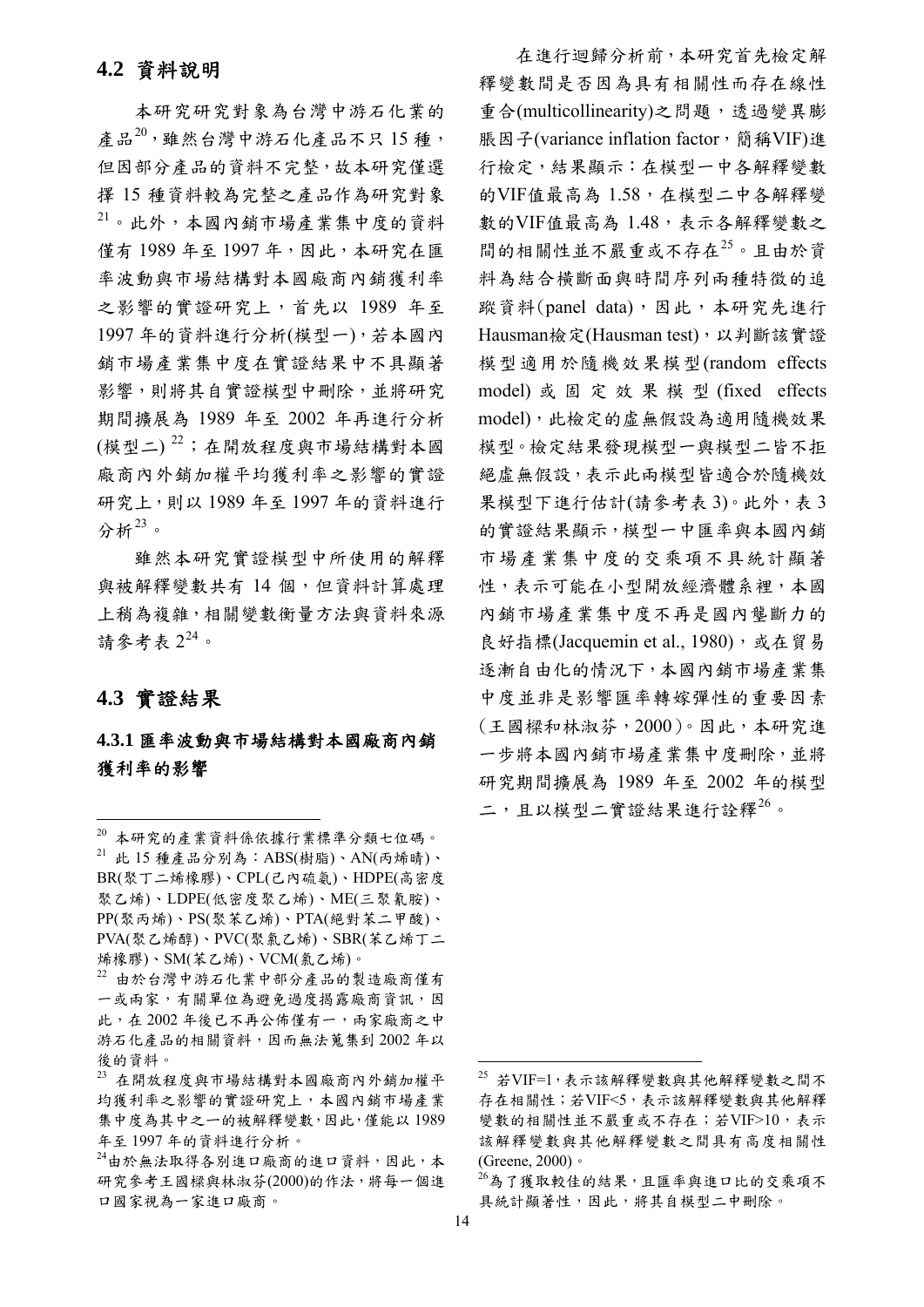## 4.2 資料說明

本研究研究對象為台灣中游石化業的產品[20]，雖然台灣中游石化產品不只 15 種，但因部分產品的資料不完整，故本研究僅選擇 15 種資料較為完整之產品作為研究對象[21]。此外，本國內銷市場產業集中度的資料僅有 1989 年至 1997 年，因此，本研究在匯率波動與市場結構對本國廠商內銷獲利率之影響的實證研究上，首先以 1989 年至 1997 年的資料進行分析(模型一)，若本國內銷市場產業集中度在實證結果中不具顯著影響，則將其自實證模型中刪除，並將研究期間擴展為 1989 年至 2002 年再進行分析(模型二)[22]；在開放程度與市場結構對本國廠商內外銷加權平均獲利率之影響的實證研究上，則以 1989 年至 1997 年的資料進行分析[23]。

雖然本研究實證模型中所使用的解釋與被解釋變數共有 14 個，但資料計算處理上稍為複雜，相關變數衡量方法與資料來源請參考表 2[24]。

## 4.3 實證結果

### 4.3.1 匯率波動與市場結構對本國廠商內銷獲利率的影響

在進行迴歸分析前，本研究首先檢定解釋變數間是否因為具有相關性而存在線性重合(multicollinearity)之問題，透過變異膨脹因子(variance inflation factor，簡稱VIF)進行檢定，結果顯示：在模型一中各解釋變數的VIF值最高為 1.58，在模型二中各解釋變數的VIF值最高為 1.48，表示各解釋變數之間的相關性並不嚴重或不存在[25]。且由於資料為結合橫斷面與時間序列兩種特徵的追蹤資料(panel data)，因此，本研究先進行Hausman檢定(Hausman test)，以判斷該實證模型適用於隨機效果模型(random effects model)或固定效果模型(fixed effects model)，此檢定的虛無假設為適用隨機效果模型。檢定結果發現模型一與模型二皆不拒絕虛無假設，表示此兩模型皆適合於隨機效果模型下進行估計(請參考表 3)。此外，表 3 的實證結果顯示，模型一中匯率與本國內銷市場產業集中度的交乘項不具統計顯著性，表示可能在小型開放經濟體系裡，本國內銷市場產業集中度不再是國內壟斷力的良好指標(Jacquemin et al., 1980)，或在貿易逐漸自由化的情況下，本國內銷市場產業集中度並非是影響匯率轉嫁彈性的重要因素(王國樑和林淑芬，2000)。因此，本研究進一步將本國內銷市場產業集中度刪除，並將研究期間擴展為 1989 年至 2002 年的模型二，且以模型二實證結果進行詮釋[26]。

---

[20] 本研究的產業資料係依據行業標準分類七位碼。

[21] 此 15 種產品分別為：ABS(樹脂)、AN(丙烯晴)、BR(聚丁二烯橡膠)、CPL(己內硫氨)、HDPE(高密度聚乙烯)、LDPE(低密度聚乙烯)、ME(三聚氰胺)、PP(聚丙烯)、PS(聚苯乙烯)、PTA(純對苯二甲酸)、PVA(聚乙烯醇)、PVC(聚氯乙烯)、SBR(苯乙烯丁二烯橡膠)、SM(苯乙烯)、VCM(氯乙烯)。

[22] 由於台灣中游石化業中部分產品的製造廠商僅有一或兩家，有關單位為避免過度揭露廠商資訊，因此，在 2002 年後已不再公佈僅有一，兩家廠商之中游石化產品的相關資料，因而無法蒐集到 2002 年以後的資料。

[23] 在開放程度與市場結構對本國廠商內外銷加權平均獲利率之影響的實證研究上，本國內銷市場產業集中度為其中之一的被解釋變數，因此，僅能以 1989 年至 1997 年的資料進行分析。

[24] 由於無法取得各別進口廠商的進口資料，因此，本研究參考王國樑與林淑芬(2000)的作法，將每一個進口國家視為一家進口廠商。

[25] 若VIF=1，表示該解釋變數與其他解釋變數之間不存在相關性；若VIF<5，表示該解釋變數與其他解釋變數的相關性並不嚴重或不存在；若VIF>10，表示該解釋變數與其他解釋變數之間具有高度相關性(Greene, 2000)。

[26] 為了獲取較佳的結果，且匯率與進口比的交乘項不具統計顯著性，因此，將其自模型二中刪除。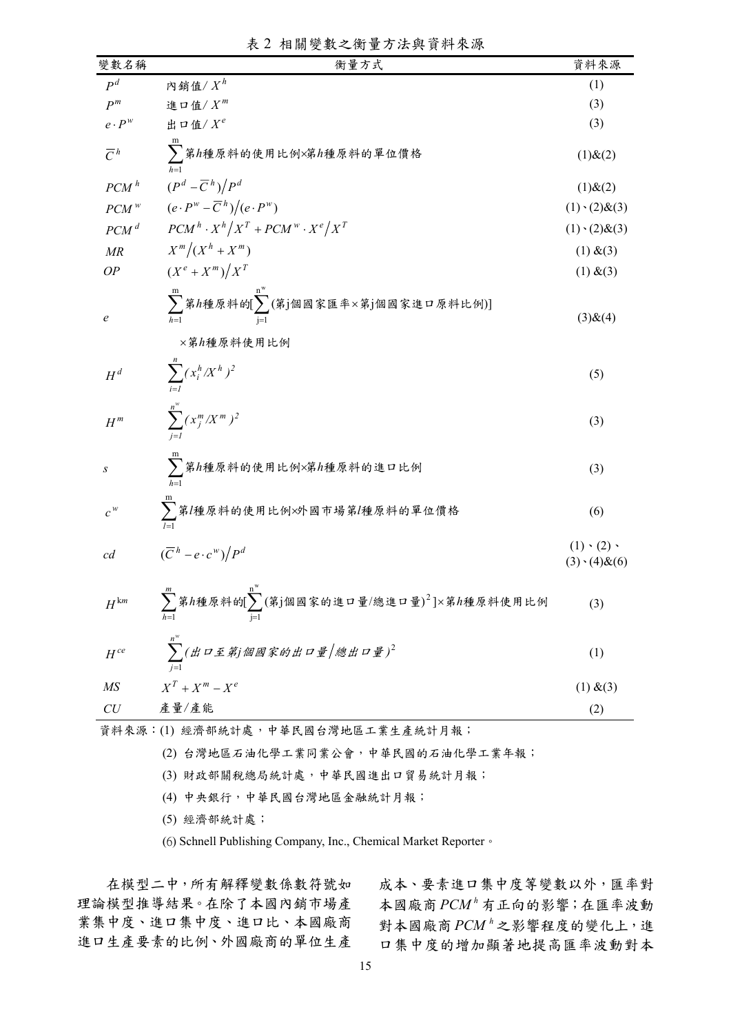表 2 相關變數之衡量方法與資料來源

| 變數名稱 | 衡量方式 | 資料來源 |
|---|---|---|
| $P^d$ | 內銷值/ $X^h$ | (1) |
| $P^m$ | 進口值/ $X^m$ | (3) |
| $e \cdot P^w$ | 出口值/ $X^e$ | (3) |
| $\overline{C}^h$ | $\sum_{h=1}^{m}$第$h$種原料的使用比例×第$h$種原料的單位價格 | (1)&(2) |
| $PCM^h$ | $(P^d - \overline{C}^h)/P^d$ | (1)&(2) |
| $PCM^w$ | $(e \cdot P^w - \overline{C}^h)/(e \cdot P^w)$ | (1)、(2)&(3) |
| $PCM^d$ | $PCM^h \cdot X^h/X^T + PCM^w \cdot X^e/X^T$ | (1)、(2)&(3) |
| $MR$ | $X^m/(X^h + X^m)$ | (1) &(3) |
| $OP$ | $(X^e + X^m)/X^T$ | (1) &(3) |
| $e$ | $\sum_{h=1}^{m}$第$h$種原料的$[\sum_{j=1}^{n^w}$(第j個國家匯率×第j個國家進口原料比例)] ×第$h$種原料使用比例 | (3)&(4) |
| $H^d$ | $\sum_{i=1}^{n}(x_i^h/X^h)^2$ | (5) |
| $H^m$ | $\sum_{j=1}^{n^w}(x_j^m/X^m)^2$ | (3) |
| $s$ | $\sum_{h=1}^{m}$第$h$種原料的使用比例×第$h$種原料的進口比例 | (3) |
| $c^w$ | $\sum_{l=1}^{m}$第$l$種原料的使用比例×外國市場第$l$種原料的單位價格 | (6) |
| $cd$ | $(\overline{C}^h - e \cdot c^w)/P^d$ | (1)、(2)、(3)、(4)&(6) |
| $H^{km}$ | $\sum_{h=1}^{m}$第$h$種原料的$[\sum_{j=1}^{n^w}$(第j個國家的進口量/總進口量$)^2$]×第$h$種原料使用比例 | (3) |
| $H^{ce}$ | $\sum_{j=1}^{n^w}$(出口至第j個國家的出口量/總出口量$)^2$ | (1) |
| $MS$ | $X^T + X^m - X^e$ | (1) &(3) |
| $CU$ | 產量/產能 | (2) |

資料來源：(1) 經濟部統計處，中華民國台灣地區工業生產統計月報；

(2) 台灣地區石油化學工業同業公會，中華民國的石油化學工業年報；

(3) 財政部關稅總局統計處，中華民國進出口貿易統計月報；

(4) 中央銀行，中華民國台灣地區金融統計月報；

(5) 經濟部統計處；

(6) Schnell Publishing Company, Inc., Chemical Market Reporter。

在模型二中，所有解釋變數係數符號如理論模型推導結果。在除了本國內銷市場產業集中度、進口集中度、進口比、本國廠商進口生產要素的比例、外國廠商的單位生產成本、要素進口集中度等變數以外，匯率對本國廠商 $PCM^h$ 有正向的影響；在匯率波動對本國廠商 $PCM^h$ 之影響程度的變化上，進口集中度的增加顯著地提高匯率波動對本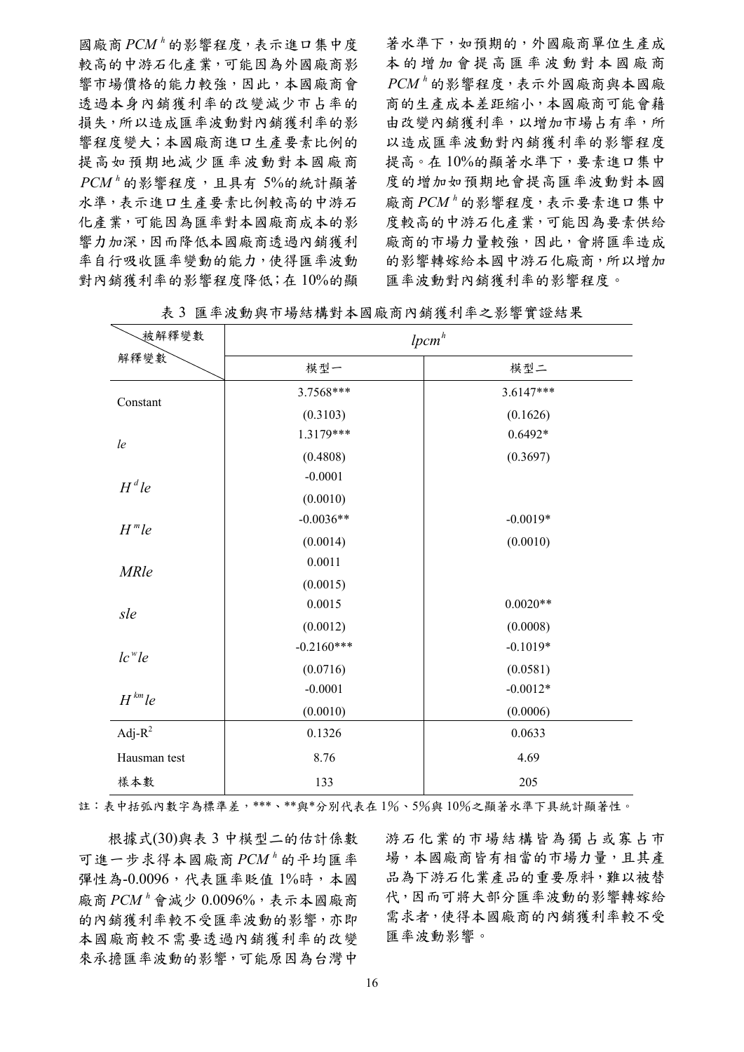國廠商 $PCM^h$ 的影響程度，表示進口集中度較高的中游石化產業，可能因為外國廠商影響市場價格的能力較強，因此，本國廠商會透過本身內銷獲利率的改變減少市占率的損失，所以造成匯率波動對內銷獲利率的影響程度變大；本國廠商進口生產要素比例的提高如預期地減少匯率波動對本國廠商 $PCM^h$ 的影響程度，且具有 5%的統計顯著水準，表示進口生產要素比例較高的中游石化產業，可能因為匯率對本國廠商成本的影響力加深，因而降低本國廠商透過內銷獲利率自行吸收匯率變動的能力，使得匯率波動對內銷獲利率的影響程度降低；在 10%的顯著水準下，如預期的，外國廠商單位生產成本的增加會提高匯率波動對本國廠商 $PCM^h$ 的影響程度，表示外國廠商與本國廠商的生產成本差距縮小，本國廠商可能會藉由改變內銷獲利率，以增加市場占有率，所以造成匯率波動對內銷獲利率的影響程度提高。在 10%的顯著水準下，要素進口集中度的增加如預期地會提高匯率波動對本國廠商 $PCM^h$ 的影響程度，表示要素進口集中度較高的中游石化產業，可能因為要素供給廠商的市場力量較強，因此，會將匯率造成的影響轉嫁給本國中游石化廠商，所以增加匯率波動對內銷獲利率的影響程度。

表 3 匯率波動與市場結構對本國廠商內銷獲利率之影響實證結果

| 被解釋變數 / 解釋變數 | $lpcm^h$ | |
|---|---|---|
| | 模型一 | 模型二 |
| Constant | 3.7568*** | 3.6147*** |
| | (0.3103) | (0.1626) |
| $le$ | 1.3179*** | 0.6492* |
| | (0.4808) | (0.3697) |
| $H^d le$ | -0.0001 | |
| | (0.0010) | |
| $H^m le$ | -0.0036** | -0.0019* |
| | (0.0014) | (0.0010) |
| $MRle$ | 0.0011 | |
| | (0.0015) | |
| $sle$ | 0.0015 | 0.0020** |
| | (0.0012) | (0.0008) |
| $lc^w le$ | -0.2160*** | -0.1019* |
| | (0.0716) | (0.0581) |
| $H^{km} le$ | -0.0001 | -0.0012* |
| | (0.0010) | (0.0006) |
| Adj-$R^2$ | 0.1326 | 0.0633 |
| Hausman test | 8.76 | 4.69 |
| 樣本數 | 133 | 205 |

註：表中括弧內數字為標準差，***、**與*分別代表在 1%、5%與 10%之顯著水準下具統計顯著性。

根據式(30)與表 3 中模型二的估計係數可進一步求得本國廠商 $PCM^h$ 的平均匯率彈性為-0.0096，代表匯率貶值 1%時，本國廠商 $PCM^h$ 會減少 0.0096%，表示本國廠商的內銷獲利率較不受匯率波動的影響，亦即本國廠商較不需要透過內銷獲利率的改變來承擔匯率波動的影響，可能原因為台灣中游石化業的市場結構皆為獨占或寡占市場，本國廠商皆有相當的市場力量，且其產品為下游石化業產品的重要原料，難以被替代，因而可將大部分匯率波動的影響轉嫁給需求者，使得本國廠商的內銷獲利率較不受匯率波動影響。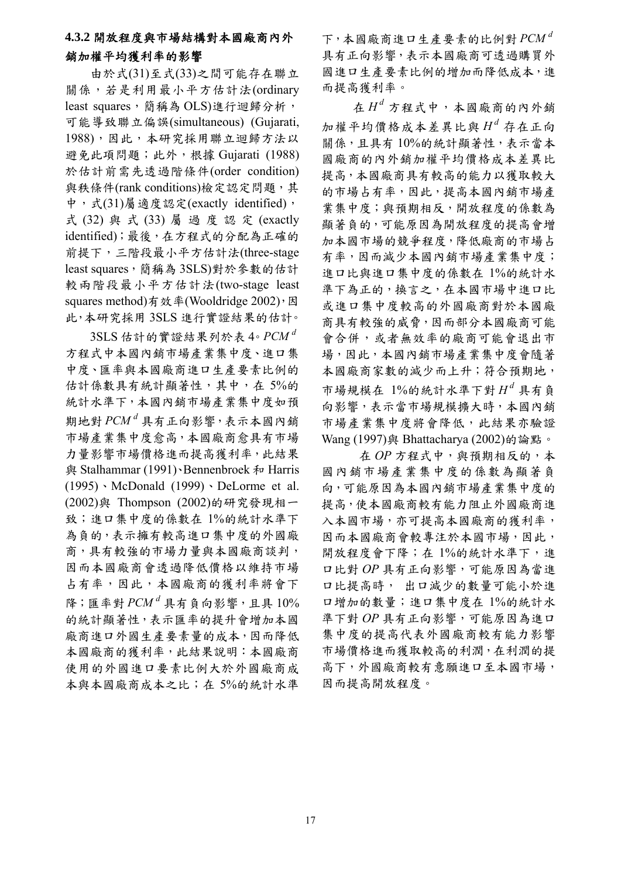### 4.3.2 開放程度與市場結構對本國廠商內外銷加權平均獲利率的影響

由於式(31)至式(33)之間可能存在聯立關係，若是利用最小平方估計法(ordinary least squares，簡稱為 OLS)進行迴歸分析，可能導致聯立偏誤(simultaneous) (Gujarati, 1988)，因此，本研究採用聯立迴歸方法以避免此項問題；此外，根據 Gujarati (1988)於估計前需先透過階條件(order condition)與秩條件(rank conditions)檢定認定問題，其中，式(31)屬適度認定(exactly identified)，式 (32) 與 式 (33) 屬 過 度 認 定 (exactly identified)；最後，在方程式的分配為正確的前提下，三階段最小平方估計法(three-stage least squares，簡稱為 3SLS)對於參數的估計較兩階段最小平方估計法(two-stage least squares method)有效率(Wooldridge 2002)，因此，本研究採用 3SLS 進行實證結果的估計。

3SLS 估計的實證結果列於表 4。$PCM^d$ 方程式中本國內銷市場產業集中度、進口集中度、匯率與本國廠商進口生產要素比例的估計係數具有統計顯著性，其中，在 5%的統計水準下，本國內銷市場產業集中度如預期地對 $PCM^d$ 具有正向影響，表示本國內銷市場產業集中度愈高，本國廠商愈具有市場力量影響市場價格進而提高獲利率，此結果與 Stalhammar (1991)、Bennenbroek 和 Harris (1995)、McDonald (1999)、DeLorme et al. (2002)與 Thompson (2002)的研究發現相一致；進口集中度的係數在 1%的統計水準下為負的，表示擁有較高進口集中度的外國廠商，具有較強的市場力量與本國廠商談判，因而本國廠商會透過降低價格以維持市場占有率，因此，本國廠商的獲利率將會下降；匯率對 $PCM^d$ 具有負向影響，且具 10%的統計顯著性，表示匯率的提升會增加本國廠商進口外國生產要素量的成本，因而降低本國廠商的獲利率，此結果說明：本國廠商使用的外國進口要素比例大於外國廠商成本與本國廠商成本之比；在 5%的統計水準下，本國廠商進口生產要素的比例對 $PCM^d$ 具有正向影響，表示本國廠商可透過購買外國進口生產要素比例的增加而降低成本，進而提高獲利率。

在 $H^d$ 方程式中，本國廠商的內外銷加權平均價格成本差異比與 $H^d$ 存在正向關係，且具有 10%的統計顯著性，表示當本國廠商的內外銷加權平均價格成本差異比提高，本國廠商具有較高的能力以獲取較大的市場占有率，因此，提高本國內銷市場產業集中度；與預期相反，開放程度的係數為顯著負的，可能原因為開放程度的提高會增加本國市場的競爭程度，降低廠商的市場占有率，因而減少本國內銷市場產業集中度；進口比與進口集中度的係數在 1%的統計水準下為正的，換言之，在本國市場中進口比或進口集中度較高的外國廠商對於本國廠商具有較強的威脅，因而部分本國廠商可能會合併，或者無效率的廠商可能會退出市場，因此，本國內銷市場產業集中度會隨著本國廠商家數的減少而上升；符合預期地，市場規模在 1%的統計水準下對 $H^d$ 具有負向影響，表示當市場規模擴大時，本國內銷市場產業集中度將會降低，此結果亦驗證 Wang (1997)與 Bhattacharya (2002)的論點。

在 $OP$ 方程式中，與預期相反的，本國內銷市場產業集中度的係數為顯著負向，可能原因為本國內銷市場產業集中度的提高，使本國廠商較有能力阻止外國廠商進入本國市場，亦可提高本國廠商的獲利率，因而本國廠商會較專注於本國市場，因此，開放程度會下降；在 1%的統計水準下，進口比對 $OP$ 具有正向影響，可能原因為當進口比提高時， 出口減少的數量可能小於進口增加的數量；進口集中度在 1%的統計水準下對 $OP$ 具有正向影響，可能原因為進口集中度的提高代表外國廠商較有能力影響市場價格進而獲取較高的利潤，在利潤的提高下，外國廠商較有意願進口至本國市場，因而提高開放程度。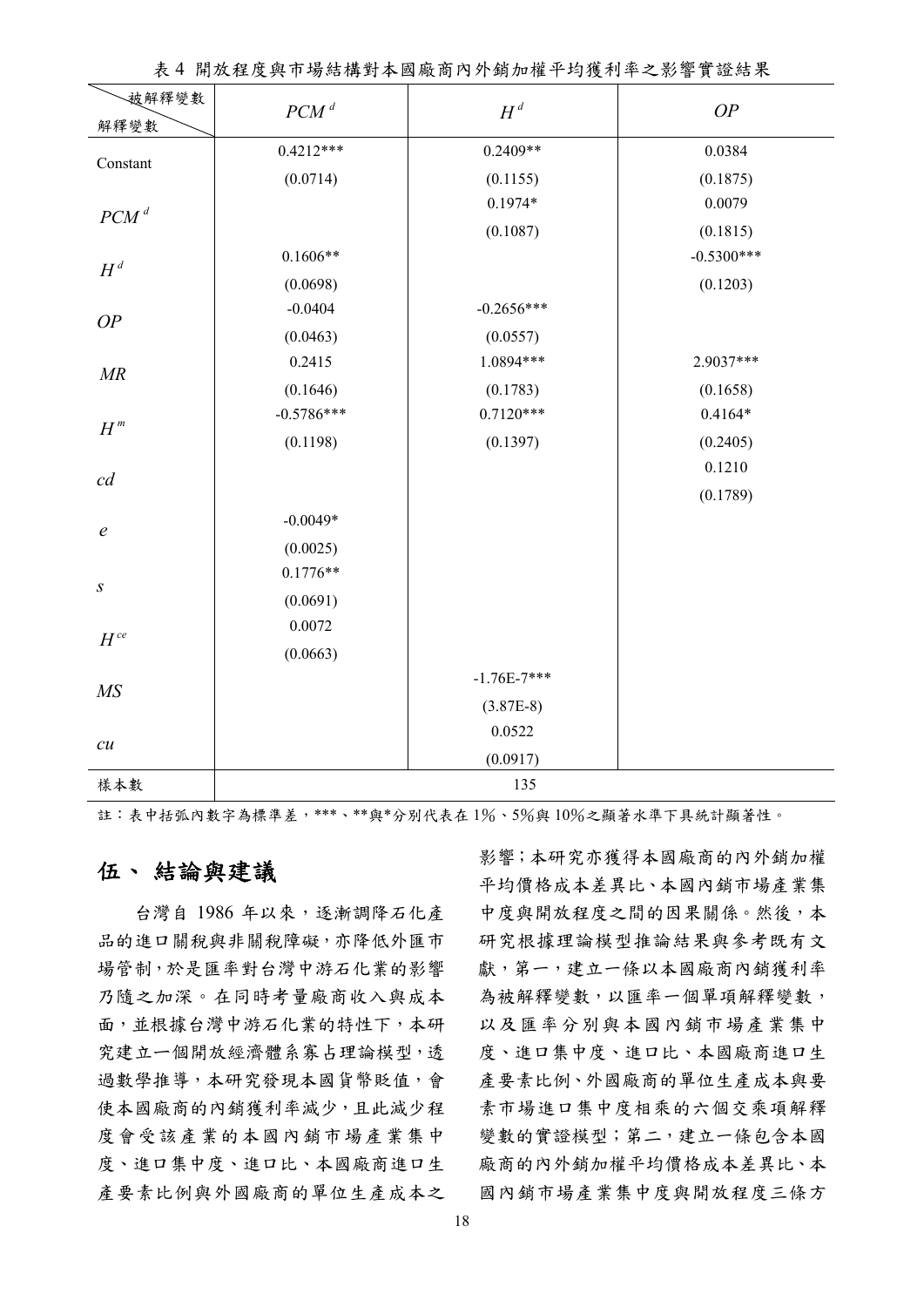表 4 開放程度與市場結構對本國廠商內外銷加權平均獲利率之影響實證結果

| 被解釋變數 / 解釋變數 | $PCM^d$ | $H^d$ | $OP$ |
|---|---|---|---|
| Constant | 0.4212*** (0.0714) | 0.2409** (0.1155) | 0.0384 (0.1875) |
| $PCM^d$ | | 0.1974* (0.1087) | 0.0079 (0.1815) |
| $H^d$ | 0.1606** (0.0698) | | -0.5300*** (0.1203) |
| $OP$ | -0.0404 (0.0463) | -0.2656*** (0.0557) | |
| $MR$ | 0.2415 (0.1646) | 1.0894*** (0.1783) | 2.9037*** (0.1658) |
| $H^m$ | -0.5786*** (0.1198) | 0.7120*** (0.1397) | 0.4164* (0.2405) |
| $cd$ | | | 0.1210 (0.1789) |
| $e$ | -0.0049* (0.0025) | | |
| $s$ | 0.1776** (0.0691) | | |
| $H^{ce}$ | 0.0072 (0.0663) | | |
| $MS$ | | -1.76E-7*** (3.87E-8) | |
| $cu$ | | 0.0522 (0.0917) | |
| 樣本數 | 135 | | |

註：表中括弧內數字為標準差，***、**與*分別代表在 1%、5%與 10%之顯著水準下具統計顯著性。

# 伍、結論與建議

台灣自 1986 年以來，逐漸調降石化產品的進口關稅與非關稅障礙，亦降低外匯市場管制，於是匯率對台灣中游石化業的影響乃隨之加深。在同時考量廠商收入與成本面，並根據台灣中游石化業的特性下，本研究建立一個開放經濟體系寡占理論模型，透過數學推導，本研究發現本國貨幣貶值，會使本國廠商的內銷獲利率減少，且此減少程度會受該產業的本國內銷市場產業集中度、進口集中度、進口比、本國廠商進口生產要素比例與外國廠商的單位生產成本之影響；本研究亦獲得本國廠商的內外銷加權平均價格成本差異比、本國內銷市場產業集中度與開放程度之間的因果關係。然後，本研究根據理論模型推論結果與參考既有文獻，第一，建立一條以本國廠商內銷獲利率為被解釋變數，以匯率一個單項解釋變數，以及匯率分別與本國內銷市場產業集中度、進口集中度、進口比、本國廠商進口生產要素比例、外國廠商的單位生產成本與要素市場進口集中度相乘的六個交乘項解釋變數的實證模型；第二，建立一條包含本國廠商的內外銷加權平均價格成本差異比、本國內銷市場產業集中度與開放程度三條方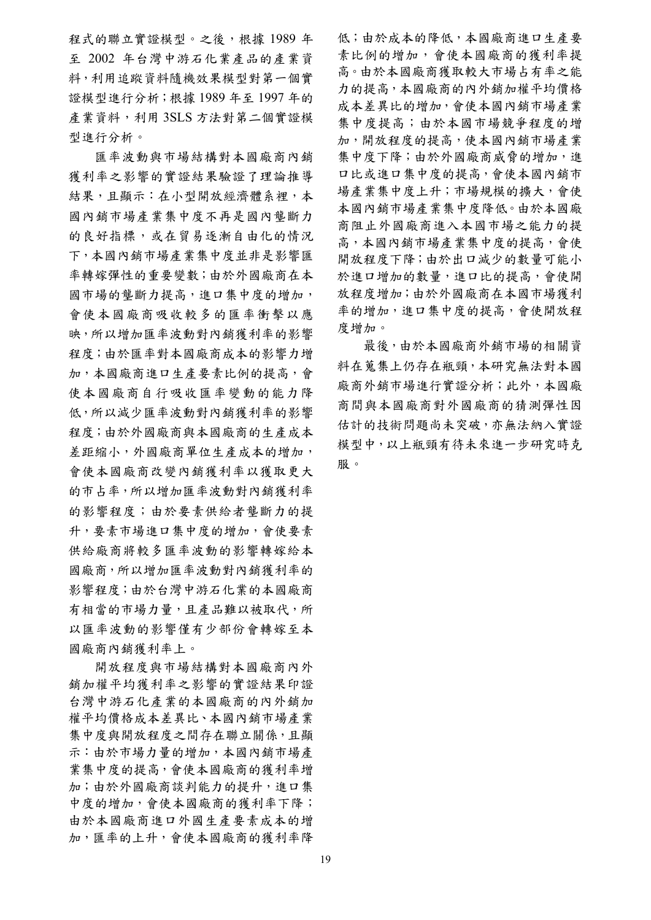程式的聯立實證模型。之後，根據 1989 年至 2002 年台灣中游石化業產品的產業資料，利用追蹤資料隨機效果模型對第一個實證模型進行分析；根據 1989 年至 1997 年的產業資料，利用 3SLS 方法對第二個實證模型進行分析。

匯率波動與市場結構對本國廠商內銷獲利率之影響的實證結果驗證了理論推導結果，且顯示：在小型開放經濟體系裡，本國內銷市場產業集中度不再是國內壟斷力的良好指標，或在貿易逐漸自由化的情況下，本國內銷市場產業集中度並非是影響匯率轉嫁彈性的重要變數；由於外國廠商在本國市場的壟斷力提高，進口集中度的增加，會使本國廠商吸收較多的匯率衝擊以應映，所以增加匯率波動對內銷獲利率的影響程度；由於匯率對本國廠商成本的影響力增加，本國廠商進口生產要素比例的提高，會使本國廠商自行吸收匯率變動的能力降低，所以減少匯率波動對內銷獲利率的影響程度；由於外國廠商與本國廠商的生產成本差距縮小，外國廠商單位生產成本的增加，會使本國廠商改變內銷獲利率以獲取更大的市占率，所以增加匯率波動對內銷獲利率的影響程度；由於要素供給者壟斷力的提升，要素市場進口集中度的增加，會使要素供給廠商將較多匯率波動的影響轉嫁給本國廠商，所以增加匯率波動對內銷獲利率的影響程度；由於台灣中游石化業的本國廠商有相當的市場力量，且產品難以被取代，所以匯率波動的影響僅有少部份會轉嫁至本國廠商內銷獲利率上。

開放程度與市場結構對本國廠商內外銷加權平均獲利率之影響的實證結果印證台灣中游石化產業的本國廠商的內外銷加權平均價格成本差異比、本國內銷市場產業集中度與開放程度之間存在聯立關係，且顯示：由於市場力量的增加，本國內銷市場產業集中度的提高，會使本國廠商的獲利率增加；由於外國廠商談判能力的提升，進口集中度的增加，會使本國廠商的獲利率下降；由於本國廠商進口外國生產要素成本的增加，匯率的上升，會使本國廠商的獲利率降低；由於成本的降低，本國廠商進口生產要素比例的增加，會使本國廠商的獲利率提高。由於本國廠商獲取較大市場占有率之能力的提高，本國廠商的內外銷加權平均價格成本差異比的增加，會使本國內銷市場產業集中度提高；由於本國市場競爭程度的增加，開放程度的提高，使本國內銷市場產業集中度下降；由於外國廠商威脅的增加，進口比或進口集中度的提高，會使本國內銷市場產業集中度上升；市場規模的擴大，會使本國內銷市場產業集中度降低。由於本國廠商阻止外國廠商進入本國市場之能力的提高，本國內銷市場產業集中度的提高，會使開放程度下降；由於出口減少的數量可能小於進口增加的數量，進口比的提高，會使開放程度增加；由於外國廠商在本國市場獲利率的增加，進口集中度的提高，會使開放程度增加。

最後，由於本國廠商外銷市場的相關資料在蒐集上仍存在瓶頸，本研究無法對本國廠商外銷市場進行實證分析；此外，本國廠商間與本國廠商對外國廠商的猜測彈性因估計的技術問題尚未突破，亦無法納入實證模型中，以上瓶頸有待未來進一步研究時克服。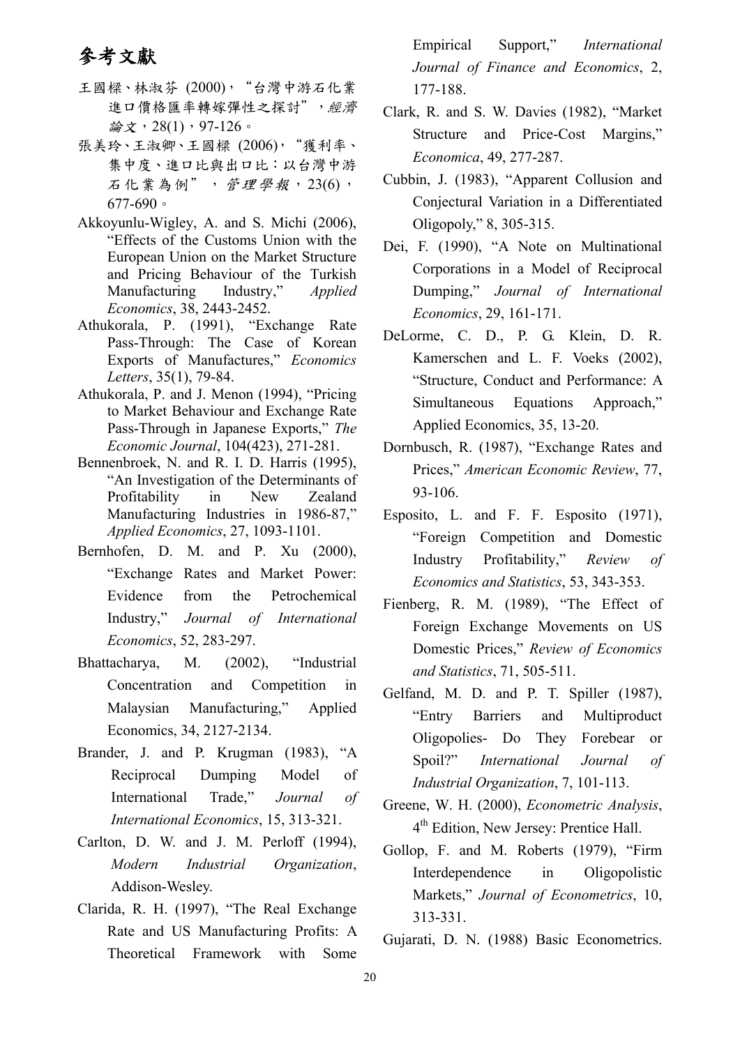# 參考文獻

王國樑、林淑芬 (2000)，"台灣中游石化業進口價格匯率轉嫁彈性之探討"，*經濟論文*，28(1)，97-126。

張美玲、王淑卿、王國樑 (2006)，"獲利率、集中度、進口比與出口比：以台灣中游石化業為例"，*管理學報*，23(6)，677-690。

Akkoyunlu-Wigley, A. and S. Michi (2006), "Effects of the Customs Union with the European Union on the Market Structure and Pricing Behaviour of the Turkish Manufacturing Industry," *Applied Economics*, 38, 2443-2452.

Athukorala, P. (1991), "Exchange Rate Pass-Through: The Case of Korean Exports of Manufactures," *Economics Letters*, 35(1), 79-84.

Athukorala, P. and J. Menon (1994), "Pricing to Market Behaviour and Exchange Rate Pass-Through in Japanese Exports," *The Economic Journal*, 104(423), 271-281.

Bennenbroek, N. and R. I. D. Harris (1995), "An Investigation of the Determinants of Profitability in New Zealand Manufacturing Industries in 1986-87," *Applied Economics*, 27, 1093-1101.

Bernhofen, D. M. and P. Xu (2000), "Exchange Rates and Market Power: Evidence from the Petrochemical Industry," *Journal of International Economics*, 52, 283-297.

Bhattacharya, M. (2002), "Industrial Concentration and Competition in Malaysian Manufacturing," Applied Economics, 34, 2127-2134.

Brander, J. and P. Krugman (1983), "A Reciprocal Dumping Model of International Trade," *Journal of International Economics*, 15, 313-321.

Carlton, D. W. and J. M. Perloff (1994), *Modern Industrial Organization*, Addison-Wesley.

Clarida, R. H. (1997), "The Real Exchange Rate and US Manufacturing Profits: A Theoretical Framework with Some Empirical Support," *International Journal of Finance and Economics*, 2, 177-188.

Clark, R. and S. W. Davies (1982), "Market Structure and Price-Cost Margins," *Economica*, 49, 277-287.

Cubbin, J. (1983), "Apparent Collusion and Conjectural Variation in a Differentiated Oligopoly," 8, 305-315.

Dei, F. (1990), "A Note on Multinational Corporations in a Model of Reciprocal Dumping," *Journal of International Economics*, 29, 161-171.

DeLorme, C. D., P. G. Klein, D. R. Kamerschen and L. F. Voeks (2002), "Structure, Conduct and Performance: A Simultaneous Equations Approach," Applied Economics, 35, 13-20.

Dornbusch, R. (1987), "Exchange Rates and Prices," *American Economic Review*, 77, 93-106.

Esposito, L. and F. F. Esposito (1971), "Foreign Competition and Domestic Industry Profitability," *Review of Economics and Statistics*, 53, 343-353.

Fienberg, R. M. (1989), "The Effect of Foreign Exchange Movements on US Domestic Prices," *Review of Economics and Statistics*, 71, 505-511.

Gelfand, M. D. and P. T. Spiller (1987), "Entry Barriers and Multiproduct Oligopolies- Do They Forebear or Spoil?" *International Journal of Industrial Organization*, 7, 101-113.

Greene, W. H. (2000), *Econometric Analysis*, 4th Edition, New Jersey: Prentice Hall.

Gollop, F. and M. Roberts (1979), "Firm Interdependence in Oligopolistic Markets," *Journal of Econometrics*, 10, 313-331.

Gujarati, D. N. (1988) Basic Econometrics.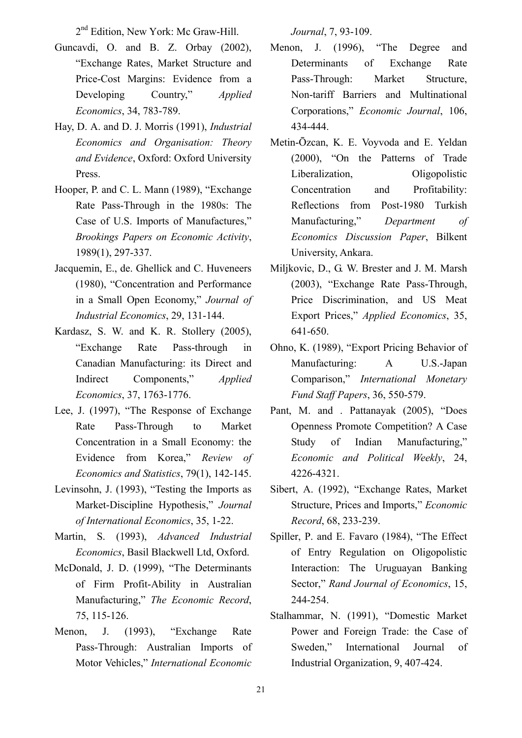2nd Edition, New York: Mc Graw-Hill.

Guncavdi, O. and B. Z. Orbay (2002), "Exchange Rates, Market Structure and Price-Cost Margins: Evidence from a Developing Country," *Applied Economics*, 34, 783-789.

Hay, D. A. and D. J. Morris (1991), *Industrial Economics and Organisation: Theory and Evidence*, Oxford: Oxford University Press.

Hooper, P. and C. L. Mann (1989), "Exchange Rate Pass-Through in the 1980s: The Case of U.S. Imports of Manufactures," *Brookings Papers on Economic Activity*, 1989(1), 297-337.

Jacquemin, E., de. Ghellick and C. Huveneers (1980), "Concentration and Performance in a Small Open Economy," *Journal of Industrial Economics*, 29, 131-144.

Kardasz, S. W. and K. R. Stollery (2005), "Exchange Rate Pass-through in Canadian Manufacturing: its Direct and Indirect Components," *Applied Economics*, 37, 1763-1776.

Lee, J. (1997), "The Response of Exchange Rate Pass-Through to Market Concentration in a Small Economy: the Evidence from Korea," *Review of Economics and Statistics*, 79(1), 142-145.

Levinsohn, J. (1993), "Testing the Imports as Market-Discipline Hypothesis," *Journal of International Economics*, 35, 1-22.

Martin, S. (1993), *Advanced Industrial Economics*, Basil Blackwell Ltd, Oxford.

McDonald, J. D. (1999), "The Determinants of Firm Profit-Ability in Australian Manufacturing," *The Economic Record*, 75, 115-126.

Menon, J. (1993), "Exchange Rate Pass-Through: Australian Imports of Motor Vehicles," *International Economic Journal*, 7, 93-109.

Menon, J. (1996), "The Degree and Determinants of Exchange Rate Pass-Through: Market Structure, Non-tariff Barriers and Multinational Corporations," *Economic Journal*, 106, 434-444.

Metin-Ōzcan, K. E. Voyvoda and E. Yeldan (2000), "On the Patterns of Trade Liberalization, Oligopolistic Concentration and Profitability: Reflections from Post-1980 Turkish Manufacturing," *Department of Economics Discussion Paper*, Bilkent University, Ankara.

Miljkovic, D., G. W. Brester and J. M. Marsh (2003), "Exchange Rate Pass-Through, Price Discrimination, and US Meat Export Prices," *Applied Economics*, 35, 641-650.

Ohno, K. (1989), "Export Pricing Behavior of Manufacturing: A U.S.-Japan Comparison," *International Monetary Fund Staff Papers*, 36, 550-579.

Pant, M. and . Pattanayak (2005), "Does Openness Promote Competition? A Case Study of Indian Manufacturing," *Economic and Political Weekly*, 24, 4226-4321.

Sibert, A. (1992), "Exchange Rates, Market Structure, Prices and Imports," *Economic Record*, 68, 233-239.

Spiller, P. and E. Favaro (1984), "The Effect of Entry Regulation on Oligopolistic Interaction: The Uruguayan Banking Sector," *Rand Journal of Economics*, 15, 244-254.

Stalhammar, N. (1991), "Domestic Market Power and Foreign Trade: the Case of Sweden," International Journal of Industrial Organization, 9, 407-424.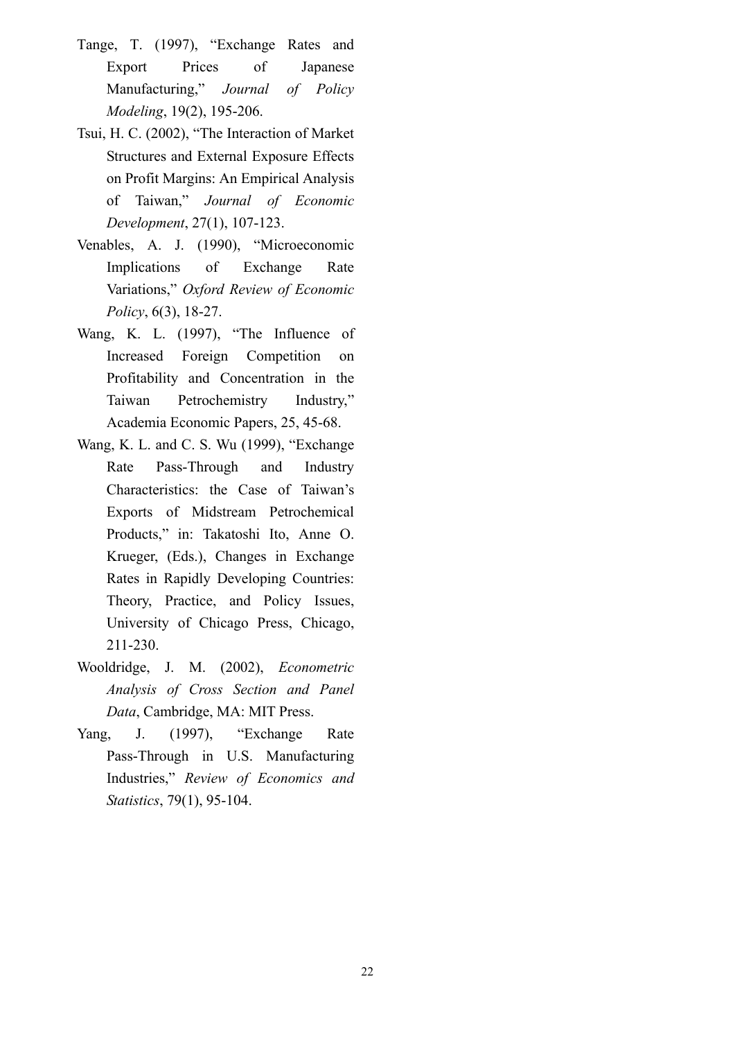Tange, T. (1997), "Exchange Rates and Export Prices of Japanese Manufacturing," *Journal of Policy Modeling*, 19(2), 195-206.

Tsui, H. C. (2002), "The Interaction of Market Structures and External Exposure Effects on Profit Margins: An Empirical Analysis of Taiwan," *Journal of Economic Development*, 27(1), 107-123.

Venables, A. J. (1990), "Microeconomic Implications of Exchange Rate Variations," *Oxford Review of Economic Policy*, 6(3), 18-27.

Wang, K. L. (1997), "The Influence of Increased Foreign Competition on Profitability and Concentration in the Taiwan Petrochemistry Industry," Academia Economic Papers, 25, 45-68.

Wang, K. L. and C. S. Wu (1999), "Exchange Rate Pass-Through and Industry Characteristics: the Case of Taiwan's Exports of Midstream Petrochemical Products," in: Takatoshi Ito, Anne O. Krueger, (Eds.), Changes in Exchange Rates in Rapidly Developing Countries: Theory, Practice, and Policy Issues, University of Chicago Press, Chicago, 211-230.

Wooldridge, J. M. (2002), *Econometric Analysis of Cross Section and Panel Data*, Cambridge, MA: MIT Press.

Yang, J. (1997), "Exchange Rate Pass-Through in U.S. Manufacturing Industries," *Review of Economics and Statistics*, 79(1), 95-104.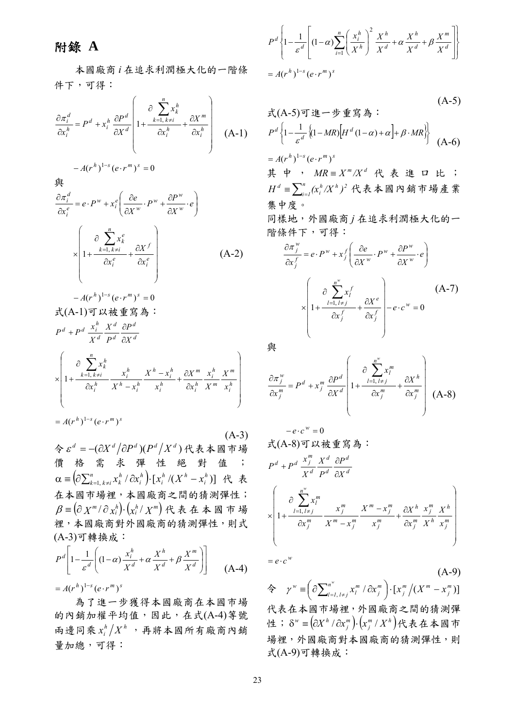# 附錄 A

本國廠商 $i$ 在追求利潤極大化的一階條件下，可得：

$$\frac{\partial \pi_i^d}{\partial x_i^h} = P^d + x_i^h \frac{\partial P^d}{\partial X^d}\left(1+\frac{\partial \sum_{k=1,\,k\neq i}^{n} x_k^h}{\partial x_i^h}+\frac{\partial X^m}{\partial x_i^h}\right) - A(r^h)^{1-s}(e\cdot r^m)^s = 0 \quad \text{(A-1)}$$

與

$$\frac{\partial \pi_i^d}{\partial x_i^e} = e\cdot P^w + x_i^e\left(\frac{\partial e}{\partial X^w}\cdot P^w+\frac{\partial P^w}{\partial X^w}\cdot e\right)\times\left(1+\frac{\partial \sum_{k=1,\,k\neq i}^{n} x_k^e}{\partial x_i^e}+\frac{\partial X^f}{\partial x_i^e}\right) - A(r^h)^{1-s}(e\cdot r^m)^s = 0 \quad \text{(A-2)}$$

式(A-1)可以被重寫為：

$$P^d + P^d\,\frac{x_i^h}{X^d}\,\frac{X^d}{P^d}\,\frac{\partial P^d}{\partial X^d}\times\left(1+\frac{\partial \sum_{k=1,\,k\neq i}^{n} x_k^h}{\partial x_i^h}\,\frac{x_i^h}{X^h-x_i^h}\,\frac{X^h-x_i^h}{x_i^h}+\frac{\partial X^m}{\partial x_i^h}\,\frac{x_i^h}{X^m}\,\frac{X^m}{x_i^h}\right) = A(r^h)^{1-s}(e\cdot r^m)^s \quad \text{(A-3)}$$

令 $\varepsilon^d = -(\partial X^d/\partial P^d)(P^d/X^d)$ 代表本國市場價格需求彈性絕對值；$\alpha \equiv \left(\partial \sum_{k=1,\,k\neq i}^{n} x_k^h/\partial x_i^h\right)\cdot[x_i^h/(X^h-x_i^h)]$ 代表在本國市場裡，本國廠商之間的猜測彈性；$\beta \equiv \left(\partial X^m/\partial x_i^h\right)\cdot\left(x_i^h/X^m\right)$ 代表在本國市場裡，本國廠商對外國廠商的猜測彈性，則式(A-3)可轉換成：

$$P^d\left[1-\frac{1}{\varepsilon^d}\left((1-\alpha)\frac{x_i^h}{X^d}+\alpha\frac{X^h}{X^d}+\beta\frac{X^m}{X^d}\right)\right] = A(r^h)^{1-s}(e\cdot r^m)^s \quad \text{(A-4)}$$

為了進一步獲得本國廠商在本國市場的內銷加權平均值，因此，在式(A-4)等號兩邊同乘 $x_i^h/X^h$，再將本國所有廠商內銷量加總，可得：

$$P^d\left\{1-\frac{1}{\varepsilon^d}\left[(1-\alpha)\sum_{i=1}^{n}\left(\frac{x_i^h}{X^h}\right)^2\frac{X^h}{X^d}+\alpha\frac{X^h}{X^d}+\beta\frac{X^m}{X^d}\right]\right\} = A(r^h)^{1-s}(e\cdot r^m)^s \quad \text{(A-5)}$$

式(A-5)可進一步重寫為：

$$P^d\left\{1-\frac{1}{\varepsilon^d}\left\{(1-MR)\left[H^d(1-\alpha)+\alpha\right]+\beta\cdot MR\right\}\right\} = A(r^h)^{1-s}(e\cdot r^m)^s \quad \text{(A-6)}$$

其中，$MR \equiv X^m/X^d$ 代表進口比；$H^d \equiv \sum_{i=1}^{n}(x_i^h/X^h)^2$ 代表本國內銷市場產業集中度。

同樣地，外國廠商 $j$ 在追求利潤極大化的一階條件下，可得：

$$\frac{\partial \pi_j^w}{\partial x_j^f} = e\cdot P^w + x_j^f\left(\frac{\partial e}{\partial X^w}\cdot P^w+\frac{\partial P^w}{\partial X^w}\cdot e\right)\times\left(1+\frac{\partial \sum_{l=1,\,l\neq j}^{n^w} x_l^f}{\partial x_j^f}+\frac{\partial X^e}{\partial x_j^f}\right) - e\cdot c^w = 0 \quad \text{(A-7)}$$

與

$$\frac{\partial \pi_j^w}{\partial x_j^m} = P^d + x_j^m\frac{\partial P^d}{\partial X^d}\left(1+\frac{\partial \sum_{l=1,\,l\neq j}^{n^w} x_l^m}{\partial x_j^m}+\frac{\partial X^h}{\partial x_j^m}\right) - e\cdot c^w = 0 \quad \text{(A-8)}$$

式(A-8)可以被重寫為：

$$P^d + P^d\,\frac{x_j^m}{X^d}\,\frac{X^d}{P^d}\,\frac{\partial P^d}{\partial X^d}\times\left(1+\frac{\partial \sum_{l=1,\,l\neq j}^{n^w} x_l^m}{\partial x_j^m}\,\frac{x_j^m}{X^m-x_j^m}\,\frac{X^m-x_j^m}{x_j^m}+\frac{\partial X^h}{\partial x_j^m}\,\frac{x_j^m}{X^h}\,\frac{X^h}{x_j^m}\right) = e\cdot c^w \quad \text{(A-9)}$$

令 $\gamma^w \equiv \left(\partial \sum_{l=1,\,l\neq j}^{n^w} x_l^m/\partial x_j^m\right)\cdot[x_j^m/(X^m-x_j^m)]$ 代表在本國市場裡，外國廠商之間的猜測彈性；$\delta^w \equiv \left(\partial X^h/\partial x_j^m\right)\cdot\left(x_j^m/X^h\right)$ 代表在本國市場裡，外國廠商對本國廠商的猜測彈性，則式(A-9)可轉換成：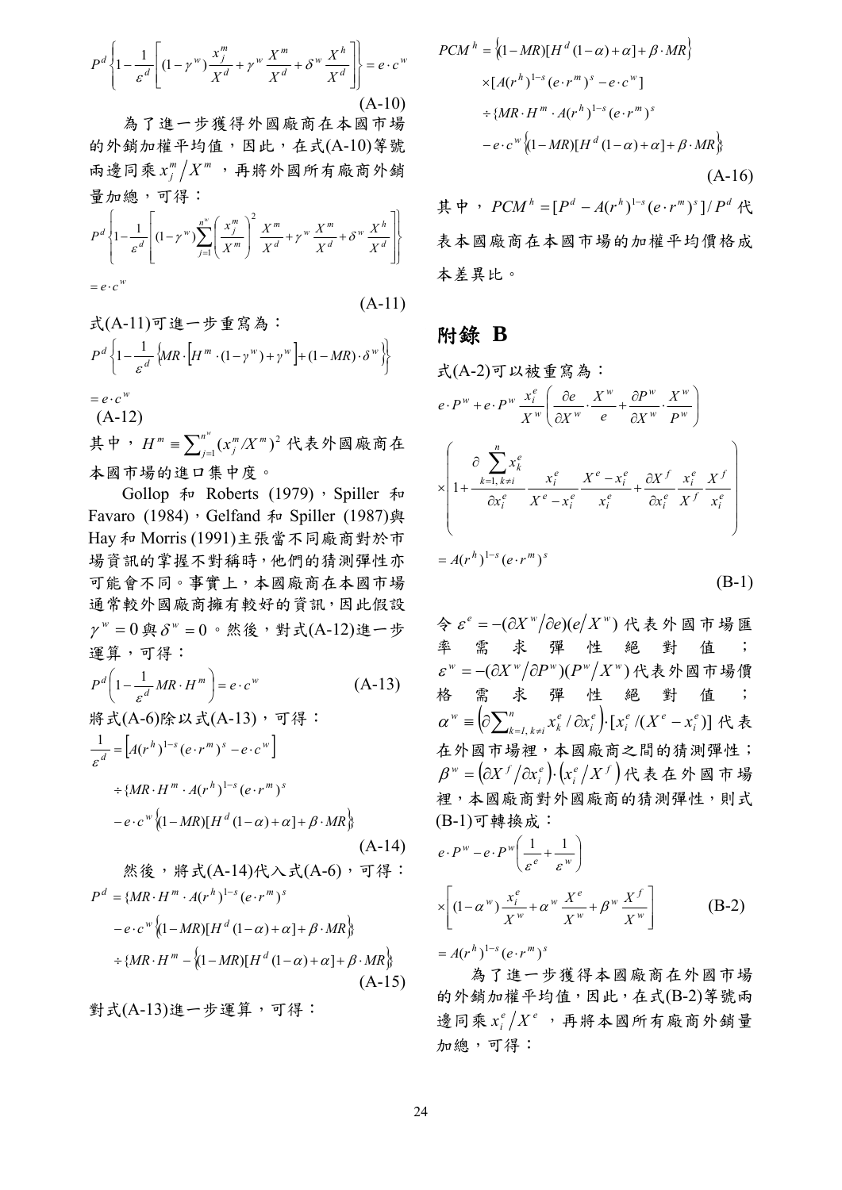$$P^d\left\{1-\frac{1}{\varepsilon^d}\left[(1-\gamma^w)\frac{x_j^m}{X^d}+\gamma^w\frac{X^m}{X^d}+\delta^w\frac{X^h}{X^d}\right]\right\}=e\cdot c^w \tag{A-10}$$

為了進一步獲得外國廠商在本國市場的外銷加權平均值，因此，在式(A-10)等號兩邊同乘 $x_j^m/X^m$，再將外國所有廠商外銷量加總，可得：

$$P^d\left\{1-\frac{1}{\varepsilon^d}\left[(1-\gamma^w)\sum_{j=1}^{n^w}\left(\frac{x_j^m}{X^m}\right)^2\frac{X^m}{X^d}+\gamma^w\frac{X^m}{X^d}+\delta^w\frac{X^h}{X^d}\right]\right\}$$

$$=e\cdot c^w \tag{A-11}$$

式(A-11)可進一步重寫為：

$$P^d\left\{1-\frac{1}{\varepsilon^d}\left\{MR\cdot\left[H^m\cdot(1-\gamma^w)+\gamma^w\right]+(1-MR)\cdot\delta^w\right\}\right\}$$

$$=e\cdot c^w \tag{A-12}$$

其中，$H^m\equiv\sum_{j=1}^{n^w}(x_j^m/X^m)^2$ 代表外國廠商在本國市場的進口集中度。

Gollop 和 Roberts (1979)，Spiller 和 Favaro (1984)，Gelfand 和 Spiller (1987)與 Hay 和 Morris (1991)主張當不同廠商對於市場資訊的掌握不對稱時，他們的猜測彈性亦可能會不同。事實上，本國廠商在本國市場通常較外國廠商擁有較好的資訊，因此假設 $\gamma^w=0$ 與 $\delta^w=0$。然後，對式(A-12)進一步運算，可得：

$$P^d\left(1-\frac{1}{\varepsilon^d}MR\cdot H^m\right)=e\cdot c^w \tag{A-13}$$

將式(A-6)除以式(A-13)，可得：

$$\frac{1}{\varepsilon^d}=\left[A(r^h)^{1-s}(e\cdot r^m)^s-e\cdot c^w\right]$$

$$\div\{MR\cdot H^m\cdot A(r^h)^{1-s}(e\cdot r^m)^s$$

$$-e\cdot c^w\{(1-MR)[H^d(1-\alpha)+\alpha]+\beta\cdot MR\}\} \tag{A-14}$$

然後，將式(A-14)代入式(A-6)，可得：

$$P^d=\{MR\cdot H^m\cdot A(r^h)^{1-s}(e\cdot r^m)^s$$

$$-e\cdot c^w\{(1-MR)[H^d(1-\alpha)+\alpha]+\beta\cdot MR\}\}$$

$$\div\{MR\cdot H^m-\{(1-MR)[H^d(1-\alpha)+\alpha]+\beta\cdot MR\}\} \tag{A-15}$$

對式(A-13)進一步運算，可得：

$$PCM^h=\{(1-MR)[H^d(1-\alpha)+\alpha]+\beta\cdot MR\}$$

$$\times[A(r^h)^{1-s}(e\cdot r^m)^s-e\cdot c^w]$$

$$\div\{MR\cdot H^m\cdot A(r^h)^{1-s}(e\cdot r^m)^s$$

$$-e\cdot c^w\{(1-MR)[H^d(1-\alpha)+\alpha]+\beta\cdot MR\}\} \tag{A-16}$$

其中，$PCM^h=[P^d-A(r^h)^{1-s}(e\cdot r^m)^s]/P^d$ 代表本國廠商在本國市場的加權平均價格成本差異比。

# 附錄 B

式(A-2)可以被重寫為：

$$e\cdot P^w+e\cdot P^w\frac{x_i^e}{X^w}\left(\frac{\partial e}{\partial X^w}\cdot\frac{X^w}{e}+\frac{\partial P^w}{\partial X^w}\cdot\frac{X^w}{P^w}\right)$$

$$\times\left(1+\frac{\partial\sum_{k=1,\,k\neq i}^{n}x_k^e}{\partial x_i^e}\frac{x_i^e}{X^e-x_i^e}\frac{X^e-x_i^e}{x_i^e}+\frac{\partial X^f}{\partial x_i^e}\frac{x_i^e}{X^f}\frac{X^f}{x_i^e}\right)$$

$$=A(r^h)^{1-s}(e\cdot r^m)^s \tag{B-1}$$

令 $\varepsilon^e=-(\partial X^w/\partial e)(e/X^w)$ 代表外國市場匯率需求彈性絕對值；$\varepsilon^w=-(\partial X^w/\partial P^w)(P^w/X^w)$ 代表外國市場價格需求彈性絕對值；$\alpha^w\equiv\left(\partial\sum_{k=1,\,k\neq i}^{n}x_k^e/\partial x_i^e\right)\cdot[x_i^e/(X^e-x_i^e)]$ 代表在外國市場裡，本國廠商之間的猜測彈性；$\beta^w=\left(\partial X^f/\partial x_i^e\right)\cdot\left(x_i^e/X^f\right)$ 代表在外國市場裡，本國廠商對外國廠商的猜測彈性，則式(B-1)可轉換成：

$$e\cdot P^w-e\cdot P^w\left(\frac{1}{\varepsilon^e}+\frac{1}{\varepsilon^w}\right)$$

$$\times\left[(1-\alpha^w)\frac{x_i^e}{X^w}+\alpha^w\frac{X^e}{X^w}+\beta^w\frac{X^f}{X^w}\right] \tag{B-2}$$

$$=A(r^h)^{1-s}(e\cdot r^m)^s$$

為了進一步獲得本國廠商在外國市場的外銷加權平均值，因此，在式(B-2)等號兩邊同乘 $x_i^e/X^e$，再將本國所有廠商外銷量加總，可得：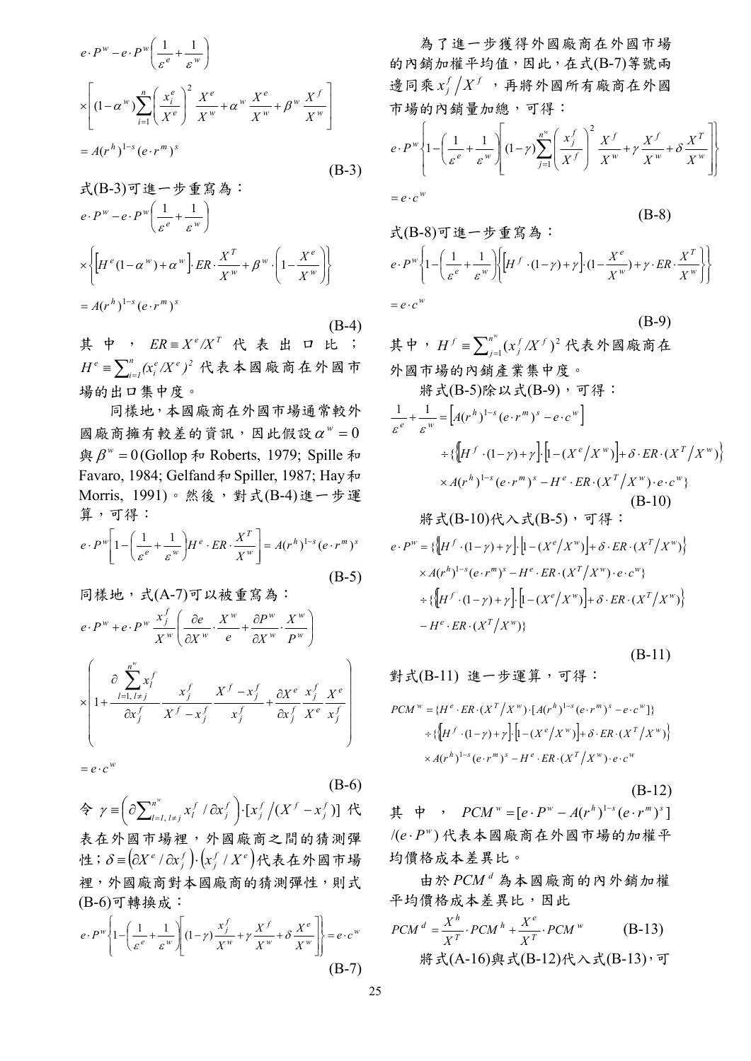$$e\cdot P^w - e\cdot P^w\left(\frac{1}{\varepsilon^e}+\frac{1}{\varepsilon^w}\right)$$

$$\times\left[(1-\alpha^w)\sum_{i=1}^{n}\left(\frac{x_i^e}{X^e}\right)^2\frac{X^e}{X^w}+\alpha^w\frac{X^e}{X^w}+\beta^w\frac{X^f}{X^w}\right]$$

$$= A(r^h)^{1-s}(e\cdot r^m)^s \tag{B-3}$$

式(B-3)可進一步重寫為：

$$e\cdot P^w - e\cdot P^w\left(\frac{1}{\varepsilon^e}+\frac{1}{\varepsilon^w}\right)$$

$$\times\left\{\left[H^e(1-\alpha^w)+\alpha^w\right]\cdot ER\cdot\frac{X^T}{X^w}+\beta^w\cdot\left(1-\frac{X^e}{X^w}\right)\right\}$$

$$= A(r^h)^{1-s}(e\cdot r^m)^s \tag{B-4}$$

其中，$ER \equiv X^e/X^T$ 代表出口比；$H^e \equiv \sum_{i=1}^{n}(x_i^e/X^e)^2$ 代表本國廠商在外國市場的出口集中度。

同樣地，本國廠商在外國市場通常較外國廠商擁有較差的資訊，因此假設 $\alpha^w = 0$ 與 $\beta^w = 0$ (Gollop 和 Roberts, 1979; Spille 和 Favaro, 1984; Gelfand 和 Spiller, 1987; Hay 和 Morris, 1991)。然後，對式(B-4)進一步運算，可得：

$$e\cdot P^w\left[1-\left(\frac{1}{\varepsilon^e}+\frac{1}{\varepsilon^w}\right)H^e\cdot ER\cdot\frac{X^T}{X^w}\right] = A(r^h)^{1-s}(e\cdot r^m)^s \tag{B-5}$$

同樣地，式(A-7)可以被重寫為：

$$e\cdot P^w + e\cdot P^w\,\frac{x_j^f}{X^w}\left(\frac{\partial e}{\partial X^w}\cdot\frac{X^w}{e}+\frac{\partial P^w}{\partial X^w}\cdot\frac{X^w}{P^w}\right)$$

$$\times\left(1+\frac{\partial\sum_{l=1,l\neq j}^{n^w}x_l^f}{\partial x_j^f}\,\frac{x_j^f}{X^f-x_j^f}\,\frac{X^f-x_j^f}{x_j^f}+\frac{\partial X^e}{\partial x_j^f}\,\frac{x_j^f}{X^e}\,\frac{X^e}{x_j^f}\right)$$

$$= e\cdot c^w \tag{B-6}$$

令 $\gamma \equiv \left(\partial\sum_{l=1,l\neq j}^{n^w}x_l^f/\partial x_j^f\right)\cdot[x_j^f/(X^f-x_j^f)]$ 代表在外國市場裡，外國廠商之間的猜測彈性；$\delta \equiv (\partial X^e/\partial x_j^f)\cdot(x_j^f/X^e)$ 代表在外國市場裡，外國廠商對本國廠商的猜測彈性，則式(B-6)可轉換成：

$$e\cdot P^w\left\{1-\left(\frac{1}{\varepsilon^e}+\frac{1}{\varepsilon^w}\right)\left[(1-\gamma)\frac{x_j^f}{X^w}+\gamma\frac{X^f}{X^w}+\delta\frac{X^e}{X^w}\right]\right\} = e\cdot c^w \tag{B-7}$$

為了進一步獲得外國廠商在外國市場的內銷加權平均值，因此，在式(B-7)等號兩邊同乘 $x_j^f/X^f$，再將外國所有廠商在外國市場的內銷量加總，可得：

$$e\cdot P^w\left\{1-\left(\frac{1}{\varepsilon^e}+\frac{1}{\varepsilon^w}\right)\left[(1-\gamma)\sum_{j=1}^{n^w}\left(\frac{x_j^f}{X^f}\right)^2\frac{X^f}{X^w}+\gamma\frac{X^f}{X^w}+\delta\frac{X^T}{X^w}\right]\right\}$$

$$= e\cdot c^w \tag{B-8}$$

式(B-8)可進一步重寫為：

$$e\cdot P^w\left\{1-\left(\frac{1}{\varepsilon^e}+\frac{1}{\varepsilon^w}\right)\left\{\left[H^f\cdot(1-\gamma)+\gamma\right]\cdot(1-\frac{X^e}{X^w})+\gamma\cdot ER\cdot\frac{X^T}{X^w}\right\}\right\}$$

$$= e\cdot c^w \tag{B-9}$$

其中，$H^f \equiv \sum_{j=1}^{n^w}(x_j^f/X^f)^2$ 代表外國廠商在外國市場的內銷產業集中度。

將式(B-5)除以式(B-9)，可得：

$$\frac{1}{\varepsilon^e}+\frac{1}{\varepsilon^w} = \left[A(r^h)^{1-s}(e\cdot r^m)^s - e\cdot c^w\right]$$

$$\div\{\left\{\left[H^f\cdot(1-\gamma)+\gamma\right]\cdot\left[1-(X^e/X^w)\right]+\delta\cdot ER\cdot(X^T/X^w)\right\}$$

$$\times A(r^h)^{1-s}(e\cdot r^m)^s - H^e\cdot ER\cdot(X^T/X^w)\cdot e\cdot c^w\} \tag{B-10}$$

將式(B-10)代入式(B-5)，可得：

$$e\cdot P^w = \{\left\{\left[H^f\cdot(1-\gamma)+\gamma\right]\cdot\left[1-(X^e/X^w)\right]+\delta\cdot ER\cdot(X^T/X^w)\right\}$$

$$\times A(r^h)^{1-s}(e\cdot r^m)^s - H^e\cdot ER\cdot(X^T/X^w)\cdot e\cdot c^w\}$$

$$\div\{\left\{\left[H^f\cdot(1-\gamma)+\gamma\right]\cdot\left[1-(X^e/X^w)\right]+\delta\cdot ER\cdot(X^T/X^w)\right\}$$

$$- H^e\cdot ER\cdot(X^T/X^w)\} \tag{B-11}$$

對式(B-11) 進一步運算，可得：

$$PCM^w = \{H^e\cdot ER\cdot(X^T/X^w)\cdot[A(r^h)^{1-s}(e\cdot r^m)^s - e\cdot c^w]\}$$

$$\div\{\left\{\left[H^f\cdot(1-\gamma)+\gamma\right]\cdot\left[1-(X^e/X^w)\right]+\delta\cdot ER\cdot(X^T/X^w)\right\}$$

$$\times A(r^h)^{1-s}(e\cdot r^m)^s - H^e\cdot ER\cdot(X^T/X^w)\cdot e\cdot c^w \tag{B-12}$$

其中，$PCM^w = [e\cdot P^w - A(r^h)^{1-s}(e\cdot r^m)^s]/(e\cdot P^w)$ 代表本國廠商在外國市場的加權平均價格成本差異比。

由於 $PCM^d$ 為本國廠商的內外銷加權平均價格成本差異比，因此

$$PCM^d = \frac{X^h}{X^T}\cdot PCM^h + \frac{X^e}{X^T}\cdot PCM^w \tag{B-13}$$

將式(A-16)與式(B-12)代入式(B-13)，可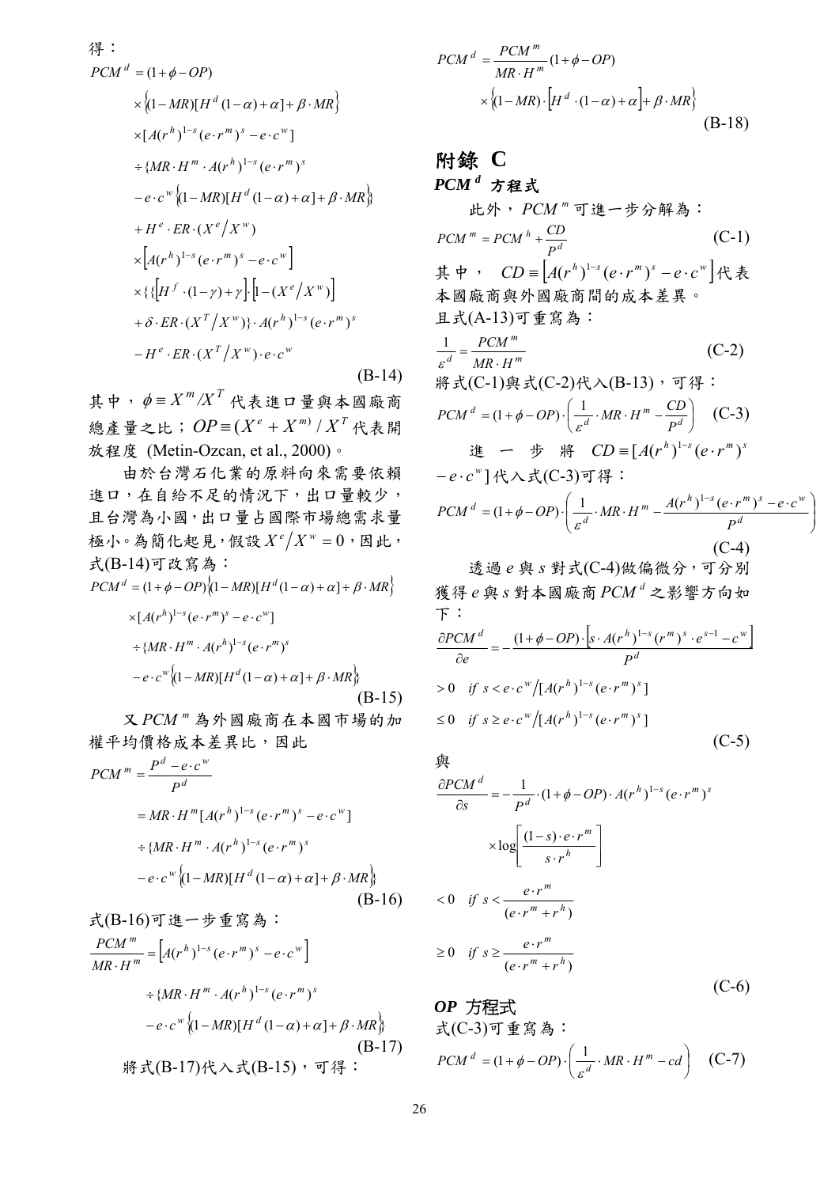得：

$$
\begin{aligned}
PCM^d &= (1+\phi-OP) \\
&\times \left\{(1-MR)[H^d(1-\alpha)+\alpha]+\beta\cdot MR\right\} \\
&\times [A(r^h)^{1-s}(e\cdot r^m)^s - e\cdot c^w] \\
&\div \{MR\cdot H^m\cdot A(r^h)^{1-s}(e\cdot r^m)^s \\
&- e\cdot c^w \left\{(1-MR)[H^d(1-\alpha)+\alpha]+\beta\cdot MR\right\}\} \\
&+ H^e\cdot ER\cdot(X^e/X^w) \\
&\times \left[A(r^h)^{1-s}(e\cdot r^m)^s - e\cdot c^w\right] \\
&\times \{\{\left[H^f\cdot(1-\gamma)+\gamma\right]\cdot\left[1-(X^e/X^w)\right] \\
&+ \delta\cdot ER\cdot(X^T/X^w)\}\cdot A(r^h)^{1-s}(e\cdot r^m)^s \\
&- H^e\cdot ER\cdot(X^T/X^w)\cdot e\cdot c^w
\end{aligned} \tag{B-14}
$$

其中，$\phi \equiv X^m/X^T$ 代表進口量與本國廠商總產量之比；$OP \equiv (X^e+X^m)/X^T$ 代表開放程度 (Metin-Ozcan, et al., 2000)。

由於台灣石化業的原料向來需要依賴進口，在自給不足的情況下，出口量較少，且台灣為小國，出口量占國際市場總需求量極小。為簡化起見，假設 $X^e/X^w = 0$，因此，式(B-14)可改寫為：

$$
\begin{aligned}
PCM^d &= (1+\phi-OP)\left\{(1-MR)[H^d(1-\alpha)+\alpha]+\beta\cdot MR\right\} \\
&\times [A(r^h)^{1-s}(e\cdot r^m)^s - e\cdot c^w] \\
&\div \{MR\cdot H^m\cdot A(r^h)^{1-s}(e\cdot r^m)^s \\
&- e\cdot c^w\left\{(1-MR)[H^d(1-\alpha)+\alpha]+\beta\cdot MR\right\}\}
\end{aligned} \tag{B-15}
$$

又 $PCM^m$ 為外國廠商在本國市場的加權平均價格成本差異比，因此

$$
\begin{aligned}
PCM^m &= \frac{P^d - e\cdot c^w}{P^d} \\
&= MR\cdot H^m[A(r^h)^{1-s}(e\cdot r^m)^s - e\cdot c^w] \\
&\div \{MR\cdot H^m\cdot A(r^h)^{1-s}(e\cdot r^m)^s \\
&- e\cdot c^w\left\{(1-MR)[H^d(1-\alpha)+\alpha]+\beta\cdot MR\right\}\}
\end{aligned} \tag{B-16}
$$

式(B-16)可進一步重寫為：

$$
\begin{aligned}
\frac{PCM^m}{MR\cdot H^m} &= \left[A(r^h)^{1-s}(e\cdot r^m)^s - e\cdot c^w\right] \\
&\div \{MR\cdot H^m\cdot A(r^h)^{1-s}(e\cdot r^m)^s \\
&- e\cdot c^w\left\{(1-MR)[H^d(1-\alpha)+\alpha]+\beta\cdot MR\right\}\}
\end{aligned} \tag{B-17}
$$

將式(B-17)代入式(B-15)，可得：

$$
\begin{aligned}
PCM^d &= \frac{PCM^m}{MR\cdot H^m}(1+\phi-OP) \\
&\times \left\{(1-MR)\cdot\left[H^d\cdot(1-\alpha)+\alpha\right]+\beta\cdot MR\right\}
\end{aligned} \tag{B-18}
$$

# 附錄 C

## $PCM^d$ 方程式

此外，$PCM^m$ 可進一步分解為：

$$PCM^m = PCM^h + \frac{CD}{P^d} \tag{C-1}$$

其中，$CD \equiv \left[A(r^h)^{1-s}(e\cdot r^m)^s - e\cdot c^w\right]$ 代表本國廠商與外國廠商間的成本差異。

且式(A-13)可重寫為：

$$\frac{1}{\varepsilon^d} = \frac{PCM^m}{MR\cdot H^m} \tag{C-2}$$

將式(C-1)與式(C-2)代入(B-13)，可得：

$$PCM^d = (1+\phi-OP)\cdot\left(\frac{1}{\varepsilon^d}\cdot MR\cdot H^m - \frac{CD}{P^d}\right) \tag{C-3}$$

進一步將 $CD \equiv [A(r^h)^{1-s}(e\cdot r^m)^s - e\cdot c^w]$ 代入式(C-3)可得：

$$PCM^d = (1+\phi-OP)\cdot\left(\frac{1}{\varepsilon^d}\cdot MR\cdot H^m - \frac{A(r^h)^{1-s}(e\cdot r^m)^s - e\cdot c^w}{P^d}\right) \tag{C-4}$$

透過 $e$ 與 $s$ 對式(C-4)做偏微分，可分別獲得 $e$ 與 $s$ 對本國廠商 $PCM^d$ 之影響方向如下：

$$
\begin{aligned}
\frac{\partial PCM^d}{\partial e} &= -\frac{(1+\phi-OP)\cdot\left[s\cdot A(r^h)^{1-s}(r^m)^s\cdot e^{s-1} - c^w\right]}{P^d} \\
&> 0 \quad if\ s < e\cdot c^w/[A(r^h)^{1-s}(e\cdot r^m)^s] \\
&\le 0 \quad if\ s \ge e\cdot c^w/[A(r^h)^{1-s}(e\cdot r^m)^s]
\end{aligned} \tag{C-5}
$$

與

$$
\begin{aligned}
\frac{\partial PCM^d}{\partial s} &= -\frac{1}{P^d}\cdot(1+\phi-OP)\cdot A(r^h)^{1-s}(e\cdot r^m)^s \\
&\times \log\left[\frac{(1-s)\cdot e\cdot r^m}{s\cdot r^h}\right] \\
&< 0 \quad if\ s < \frac{e\cdot r^m}{(e\cdot r^m + r^h)} \\
&\ge 0 \quad if\ s \ge \frac{e\cdot r^m}{(e\cdot r^m + r^h)}
\end{aligned} \tag{C-6}
$$

## *OP* 方程式

式(C-3)可重寫為：

$$PCM^d = (1+\phi-OP)\cdot\left(\frac{1}{\varepsilon^d}\cdot MR\cdot H^m - cd\right) \tag{C-7}$$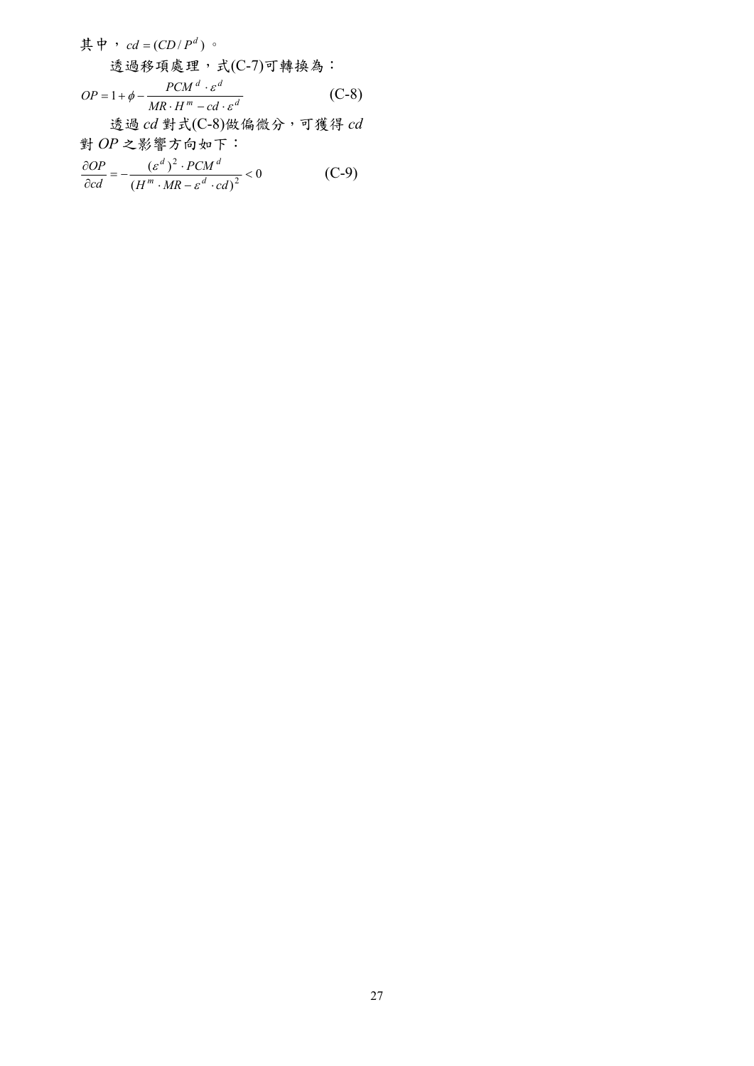其中，$cd = (CD / P^d)$。

透過移項處理，式(C-7)可轉換為：

$$OP = 1 + \phi - \frac{PCM^d \cdot \varepsilon^d}{MR \cdot H^m - cd \cdot \varepsilon^d} \qquad \text{(C-8)}$$

透過 $cd$ 對式(C-8)做偏微分，可獲得 $cd$ 對 $OP$ 之影響方向如下：

$$\frac{\partial OP}{\partial cd} = -\frac{(\varepsilon^d)^2 \cdot PCM^d}{(H^m \cdot MR - \varepsilon^d \cdot cd)^2} < 0 \qquad \text{(C-9)}$$